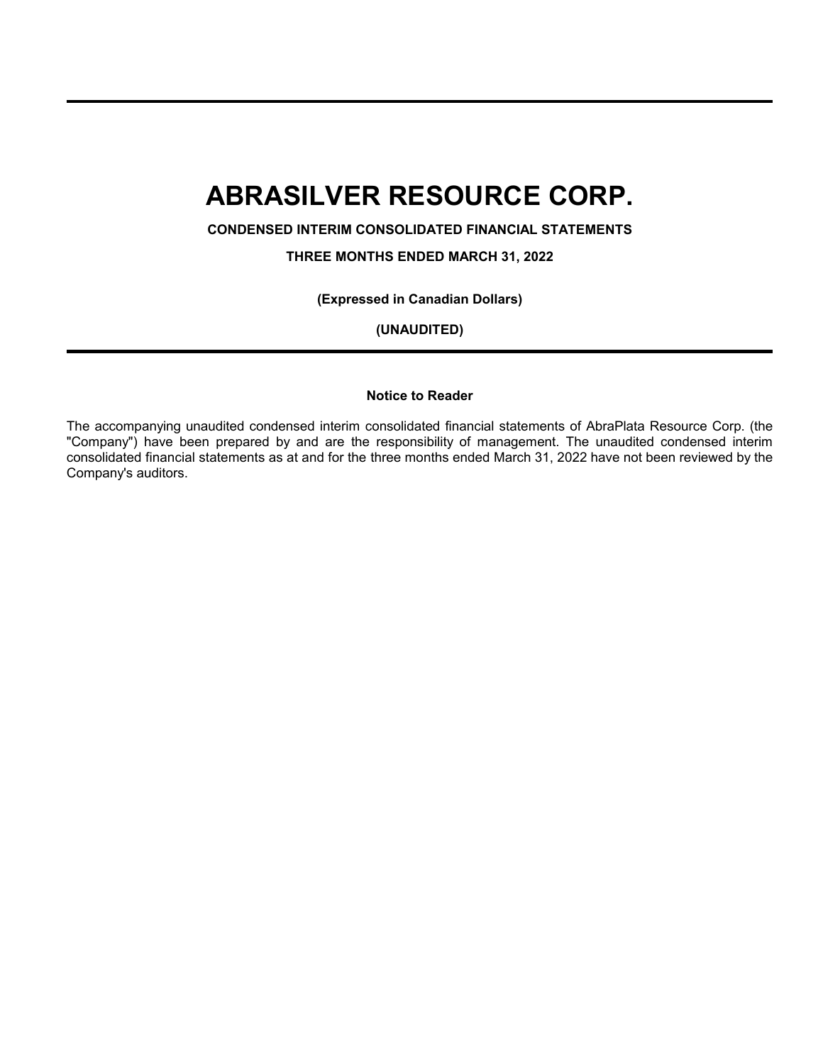# ABRASILVER RESOURCE CORP.

**CONDENSED INTERIM CONSOLIDATED FINANCIAL STATEMENTS**

**THREE MONTHS ENDED MARCH 31, 2022**

**(Expressed in Canadian Dollars)**

**(UNAUDITED)**

**Notice to Reader**

The accompanying unaudited condensed interim consolidated financial statements of AbraPlata Resource Corp. (the "Company") have been prepared by and are the responsibility of management. The unaudited condensed interim consolidated financial statements as at and for the three months ended March 31, 2022 have not been reviewed by the Company's auditors.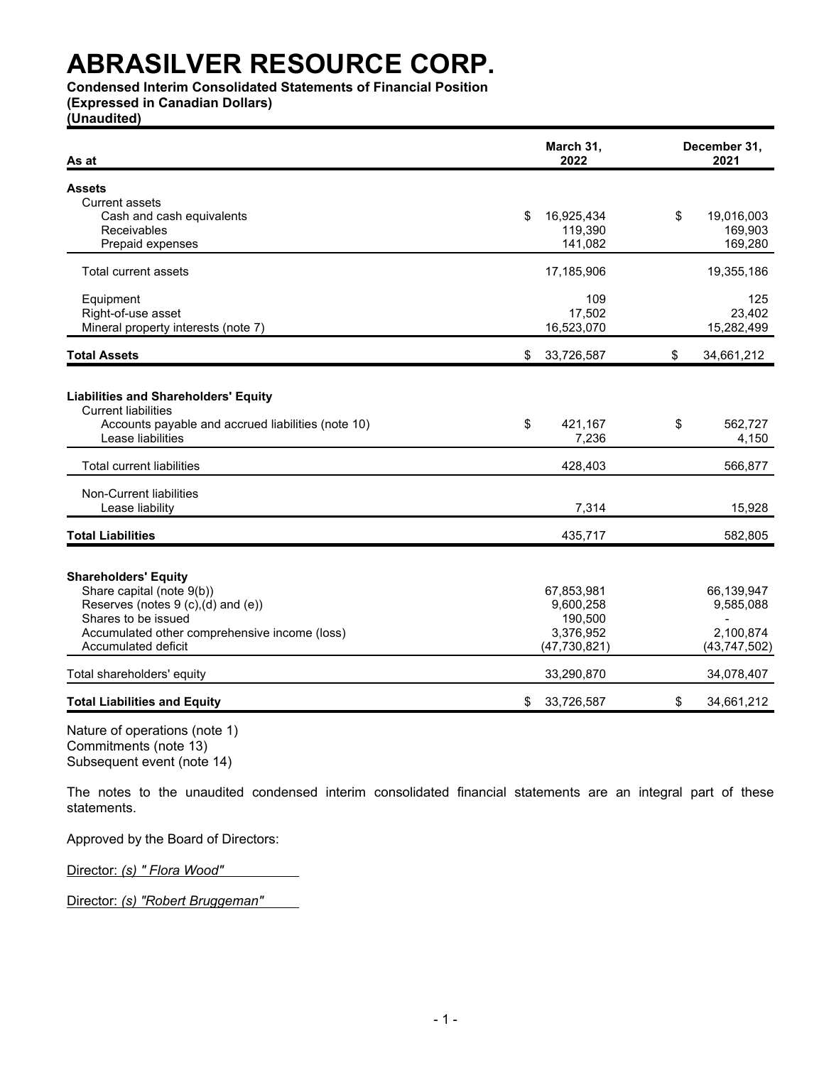# ABRASILVER RESOURCE CORP.

**Condensed Interim Consolidated Statements of Financial Position**
**(Expressed in Canadian Dollars)**
**(Unaudited)**

| As at | March 31, 2022 | December 31, 2021 |
|---|---|---|
| **Assets** | | |
| Current assets | | |
| Cash and cash equivalents | $ 16,925,434 | $ 19,016,003 |
| Receivables | 119,390 | 169,903 |
| Prepaid expenses | 141,082 | 169,280 |
| Total current assets | 17,185,906 | 19,355,186 |
| Equipment | 109 | 125 |
| Right-of-use asset | 17,502 | 23,402 |
| Mineral property interests (note 7) | 16,523,070 | 15,282,499 |
| **Total Assets** | $ 33,726,587 | $ 34,661,212 |
| **Liabilities and Shareholders' Equity** | | |
| Current liabilities | | |
| Accounts payable and accrued liabilities (note 10) | $ 421,167 | $ 562,727 |
| Lease liabilities | 7,236 | 4,150 |
| Total current liabilities | 428,403 | 566,877 |
| Non-Current liabilities | | |
| Lease liability | 7,314 | 15,928 |
| **Total Liabilities** | 435,717 | 582,805 |
| **Shareholders' Equity** | | |
| Share capital (note 9(b)) | 67,853,981 | 66,139,947 |
| Reserves (notes 9 (c),(d) and (e)) | 9,600,258 | 9,585,088 |
| Shares to be issued | 190,500 | - |
| Accumulated other comprehensive income (loss) | 3,376,952 | 2,100,874 |
| Accumulated deficit | (47,730,821) | (43,747,502) |
| Total shareholders' equity | 33,290,870 | 34,078,407 |
| **Total Liabilities and Equity** | $ 33,726,587 | $ 34,661,212 |

Nature of operations (note 1)
Commitments (note 13)
Subsequent event (note 14)

The notes to the unaudited condensed interim consolidated financial statements are an integral part of these statements.

Approved by the Board of Directors:

Director: *(s) " Flora Wood"*

Director: *(s) "Robert Bruggeman"*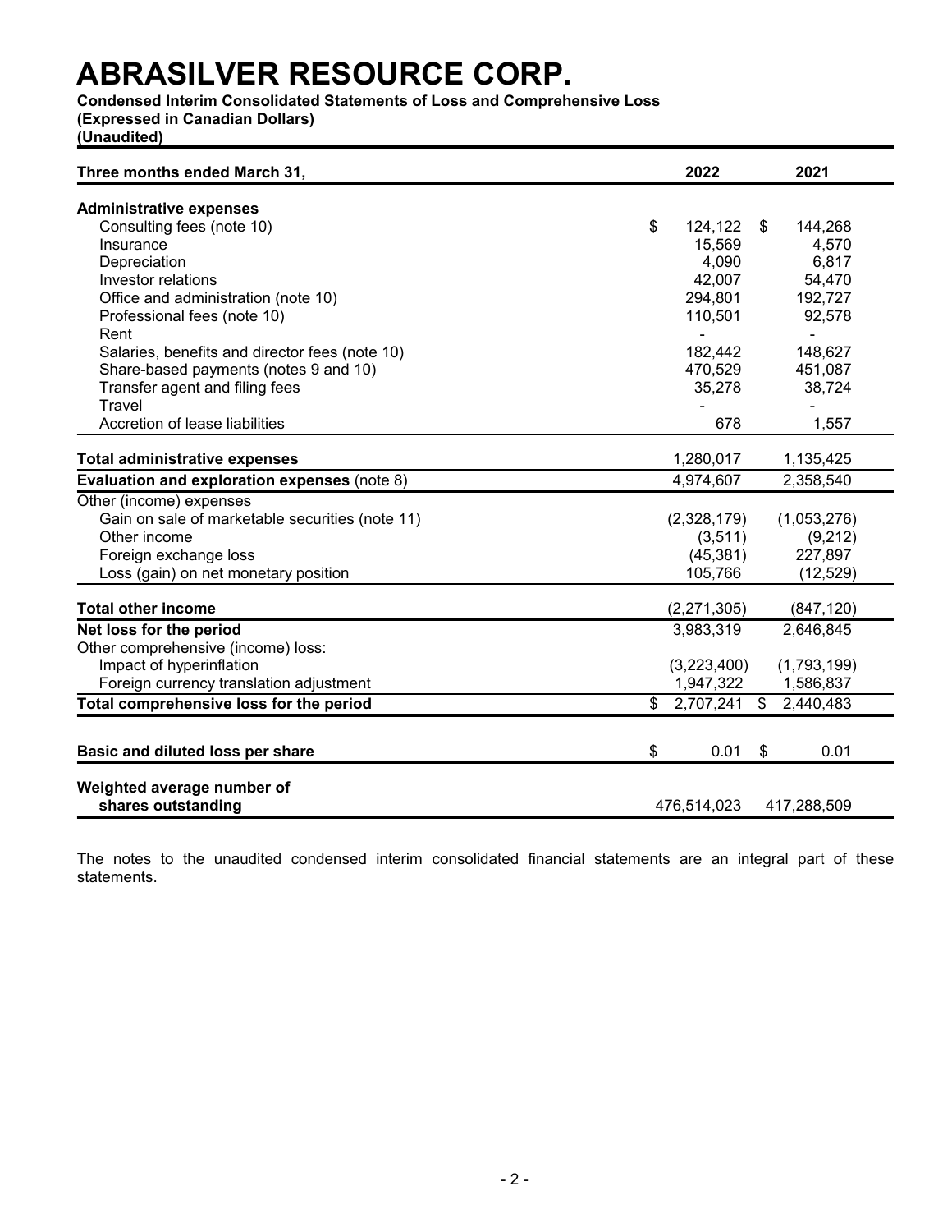# ABRASILVER RESOURCE CORP.

**Condensed Interim Consolidated Statements of Loss and Comprehensive Loss**
**(Expressed in Canadian Dollars)**
**(Unaudited)**

| Three months ended March 31, | 2022 | 2021 |
|---|---|---|
| **Administrative expenses** | | |
| Consulting fees (note 10) | $ 124,122 | $ 144,268 |
| Insurance | 15,569 | 4,570 |
| Depreciation | 4,090 | 6,817 |
| Investor relations | 42,007 | 54,470 |
| Office and administration (note 10) | 294,801 | 192,727 |
| Professional fees (note 10) | 110,501 | 92,578 |
| Rent | - | - |
| Salaries, benefits and director fees (note 10) | 182,442 | 148,627 |
| Share-based payments (notes 9 and 10) | 470,529 | 451,087 |
| Transfer agent and filing fees | 35,278 | 38,724 |
| Travel | - | - |
| Accretion of lease liabilities | 678 | 1,557 |
| **Total administrative expenses** | 1,280,017 | 1,135,425 |
| **Evaluation and exploration expenses** (note 8) | 4,974,607 | 2,358,540 |
| Other (income) expenses | | |
| Gain on sale of marketable securities (note 11) | (2,328,179) | (1,053,276) |
| Other income | (3,511) | (9,212) |
| Foreign exchange loss | (45,381) | 227,897 |
| Loss (gain) on net monetary position | 105,766 | (12,529) |
| **Total other income** | (2,271,305) | (847,120) |
| **Net loss for the period** | 3,983,319 | 2,646,845 |
| Other comprehensive (income) loss: | | |
| Impact of hyperinflation | (3,223,400) | (1,793,199) |
| Foreign currency translation adjustment | 1,947,322 | 1,586,837 |
| **Total comprehensive loss for the period** | $ 2,707,241 | $ 2,440,483 |
| **Basic and diluted loss per share** | $ 0.01 | $ 0.01 |
| **Weighted average number of shares outstanding** | 476,514,023 | 417,288,509 |

The notes to the unaudited condensed interim consolidated financial statements are an integral part of these statements.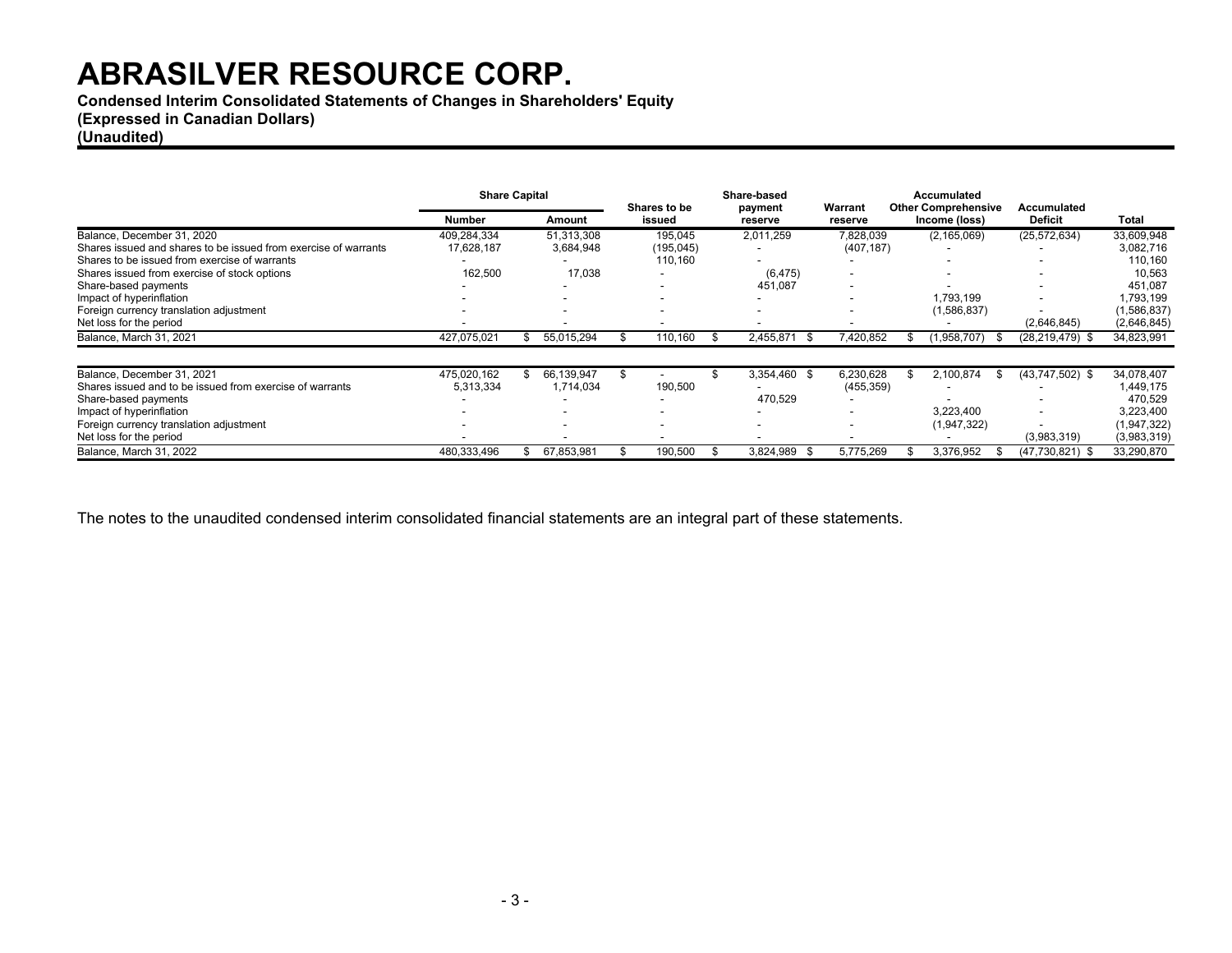# ABRASILVER RESOURCE CORP.

**Condensed Interim Consolidated Statements of Changes in Shareholders' Equity**
**(Expressed in Canadian Dollars)**
**(Unaudited)**

| | Share Capital | | Shares to be issued | Share-based payment reserve | Warrant reserve | Accumulated Other Comprehensive Income (loss) | Accumulated Deficit | Total |
|---|---|---|---|---|---|---|---|---|
| | Number | Amount | | | | | | |
| Balance, December 31, 2020 | 409,284,334 | 51,313,308 | 195,045 | 2,011,259 | 7,828,039 | (2,165,069) | (25,572,634) | 33,609,948 |
| Shares issued and shares to be issued from exercise of warrants | 17,628,187 | 3,684,948 | (195,045) | - | (407,187) | - | - | 3,082,716 |
| Shares to be issued from exercise of warrants | - | - | 110,160 | - | - | - | - | 110,160 |
| Shares issued from exercise of stock options | 162,500 | 17,038 | - | (6,475) | - | - | - | 10,563 |
| Share-based payments | - | - | - | 451,087 | - | - | - | 451,087 |
| Impact of hyperinflation | - | - | - | - | - | 1,793,199 | - | 1,793,199 |
| Foreign currency translation adjustment | - | - | - | - | - | (1,586,837) | - | (1,586,837) |
| Net loss for the period | - | - | - | - | - | - | (2,646,845) | (2,646,845) |
| Balance, March 31, 2021 | 427,075,021 | $ 55,015,294 | $ 110,160 | $ 2,455,871 | $ 7,420,852 | $ (1,958,707) | $ (28,219,479) | $ 34,823,991 |
| | | | | | | | | |
| Balance, December 31, 2021 | 475,020,162 | $ 66,139,947 | $ - | $ 3,354,460 | $ 6,230,628 | $ 2,100,874 | $ (43,747,502) | $ 34,078,407 |
| Shares issued and to be issued from exercise of warrants | 5,313,334 | 1,714,034 | 190,500 | - | (455,359) | - | - | 1,449,175 |
| Share-based payments | - | - | - | 470,529 | - | - | - | 470,529 |
| Impact of hyperinflation | - | - | - | - | - | 3,223,400 | - | 3,223,400 |
| Foreign currency translation adjustment | - | - | - | - | - | (1,947,322) | - | (1,947,322) |
| Net loss for the period | - | - | - | - | - | - | (3,983,319) | (3,983,319) |
| Balance, March 31, 2022 | 480,333,496 | $ 67,853,981 | $ 190,500 | $ 3,824,989 | $ 5,775,269 | $ 3,376,952 | $ (47,730,821) | $ 33,290,870 |

The notes to the unaudited condensed interim consolidated financial statements are an integral part of these statements.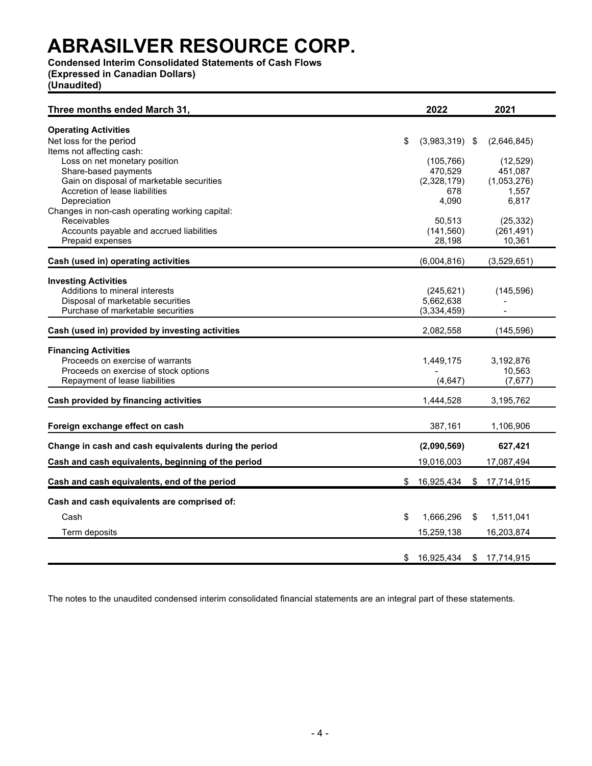# ABRASILVER RESOURCE CORP.

**Condensed Interim Consolidated Statements of Cash Flows**
**(Expressed in Canadian Dollars)**
**(Unaudited)**

| Three months ended March 31, | 2022 | 2021 |
|---|---|---|
| **Operating Activities** | | |
| Net loss for the period | $ (3,983,319) | $ (2,646,845) |
| Items not affecting cash: | | |
| Loss on net monetary position | (105,766) | (12,529) |
| Share-based payments | 470,529 | 451,087 |
| Gain on disposal of marketable securities | (2,328,179) | (1,053,276) |
| Accretion of lease liabilities | 678 | 1,557 |
| Depreciation | 4,090 | 6,817 |
| Changes in non-cash operating working capital: | | |
| Receivables | 50,513 | (25,332) |
| Accounts payable and accrued liabilities | (141,560) | (261,491) |
| Prepaid expenses | 28,198 | 10,361 |
| **Cash (used in) operating activities** | (6,004,816) | (3,529,651) |
| **Investing Activities** | | |
| Additions to mineral interests | (245,621) | (145,596) |
| Disposal of marketable securities | 5,662,638 | - |
| Purchase of marketable securities | (3,334,459) | - |
| **Cash (used in) provided by investing activities** | 2,082,558 | (145,596) |
| **Financing Activities** | | |
| Proceeds on exercise of warrants | 1,449,175 | 3,192,876 |
| Proceeds on exercise of stock options | - | 10,563 |
| Repayment of lease liabilities | (4,647) | (7,677) |
| **Cash provided by financing activities** | 1,444,528 | 3,195,762 |
| **Foreign exchange effect on cash** | 387,161 | 1,106,906 |
| **Change in cash and cash equivalents during the period** | **(2,090,569)** | **627,421** |
| **Cash and cash equivalents, beginning of the period** | 19,016,003 | 17,087,494 |
| **Cash and cash equivalents, end of the period** | $ 16,925,434 | $ 17,714,915 |
| **Cash and cash equivalents are comprised of:** | | |
| Cash | $ 1,666,296 | $ 1,511,041 |
| Term deposits | 15,259,138 | 16,203,874 |
| | $ 16,925,434 | $ 17,714,915 |

The notes to the unaudited condensed interim consolidated financial statements are an integral part of these statements.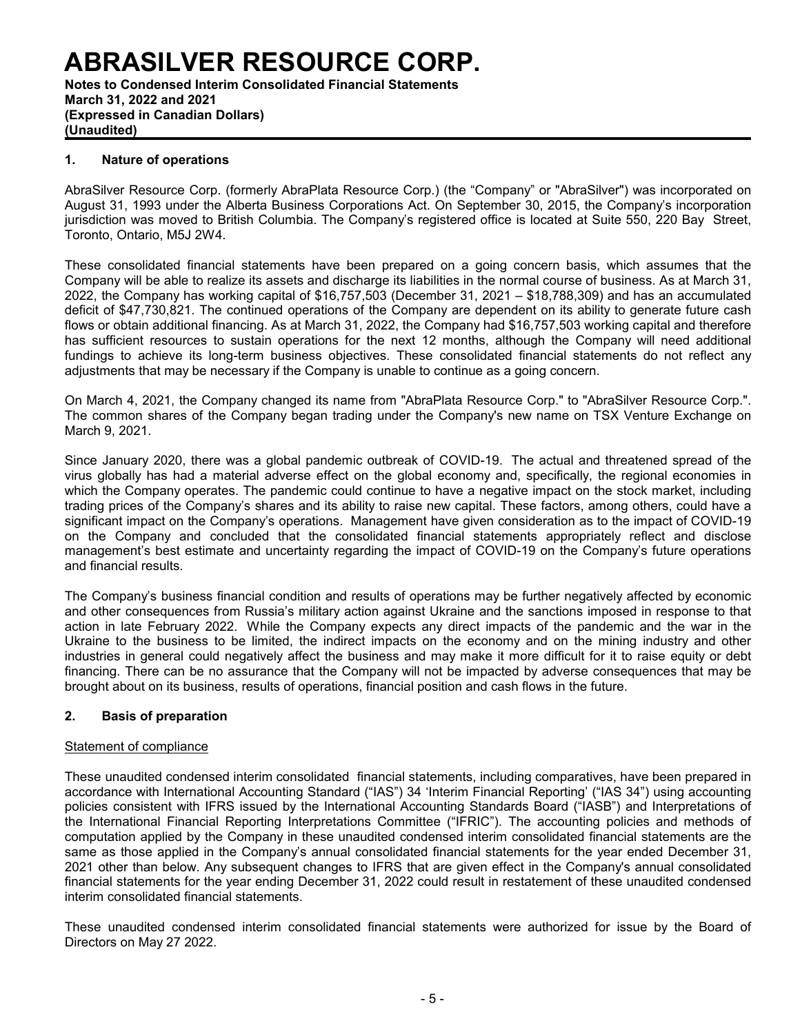# ABRASILVER RESOURCE CORP.

**Notes to Condensed Interim Consolidated Financial Statements**
**March 31, 2022 and 2021**
**(Expressed in Canadian Dollars)**
**(Unaudited)**

## 1. Nature of operations

AbraSilver Resource Corp. (formerly AbraPlata Resource Corp.) (the "Company" or "AbraSilver") was incorporated on August 31, 1993 under the Alberta Business Corporations Act. On September 30, 2015, the Company's incorporation jurisdiction was moved to British Columbia. The Company's registered office is located at Suite 550, 220 Bay Street, Toronto, Ontario, M5J 2W4.

These consolidated financial statements have been prepared on a going concern basis, which assumes that the Company will be able to realize its assets and discharge its liabilities in the normal course of business. As at March 31, 2022, the Company has working capital of $16,757,503 (December 31, 2021 – $18,788,309) and has an accumulated deficit of $47,730,821. The continued operations of the Company are dependent on its ability to generate future cash flows or obtain additional financing. As at March 31, 2022, the Company had $16,757,503 working capital and therefore has sufficient resources to sustain operations for the next 12 months, although the Company will need additional fundings to achieve its long-term business objectives. These consolidated financial statements do not reflect any adjustments that may be necessary if the Company is unable to continue as a going concern.

On March 4, 2021, the Company changed its name from "AbraPlata Resource Corp." to "AbraSilver Resource Corp.". The common shares of the Company began trading under the Company's new name on TSX Venture Exchange on March 9, 2021.

Since January 2020, there was a global pandemic outbreak of COVID-19. The actual and threatened spread of the virus globally has had a material adverse effect on the global economy and, specifically, the regional economies in which the Company operates. The pandemic could continue to have a negative impact on the stock market, including trading prices of the Company's shares and its ability to raise new capital. These factors, among others, could have a significant impact on the Company's operations. Management have given consideration as to the impact of COVID-19 on the Company and concluded that the consolidated financial statements appropriately reflect and disclose management's best estimate and uncertainty regarding the impact of COVID-19 on the Company's future operations and financial results.

The Company's business financial condition and results of operations may be further negatively affected by economic and other consequences from Russia's military action against Ukraine and the sanctions imposed in response to that action in late February 2022. While the Company expects any direct impacts of the pandemic and the war in the Ukraine to the business to be limited, the indirect impacts on the economy and on the mining industry and other industries in general could negatively affect the business and may make it more difficult for it to raise equity or debt financing. There can be no assurance that the Company will not be impacted by adverse consequences that may be brought about on its business, results of operations, financial position and cash flows in the future.

## 2. Basis of preparation

### Statement of compliance

These unaudited condensed interim consolidated financial statements, including comparatives, have been prepared in accordance with International Accounting Standard ("IAS") 34 'Interim Financial Reporting' ("IAS 34") using accounting policies consistent with IFRS issued by the International Accounting Standards Board ("IASB") and Interpretations of the International Financial Reporting Interpretations Committee ("IFRIC"). The accounting policies and methods of computation applied by the Company in these unaudited condensed interim consolidated financial statements are the same as those applied in the Company's annual consolidated financial statements for the year ended December 31, 2021 other than below. Any subsequent changes to IFRS that are given effect in the Company's annual consolidated financial statements for the year ending December 31, 2022 could result in restatement of these unaudited condensed interim consolidated financial statements.

These unaudited condensed interim consolidated financial statements were authorized for issue by the Board of Directors on May 27 2022.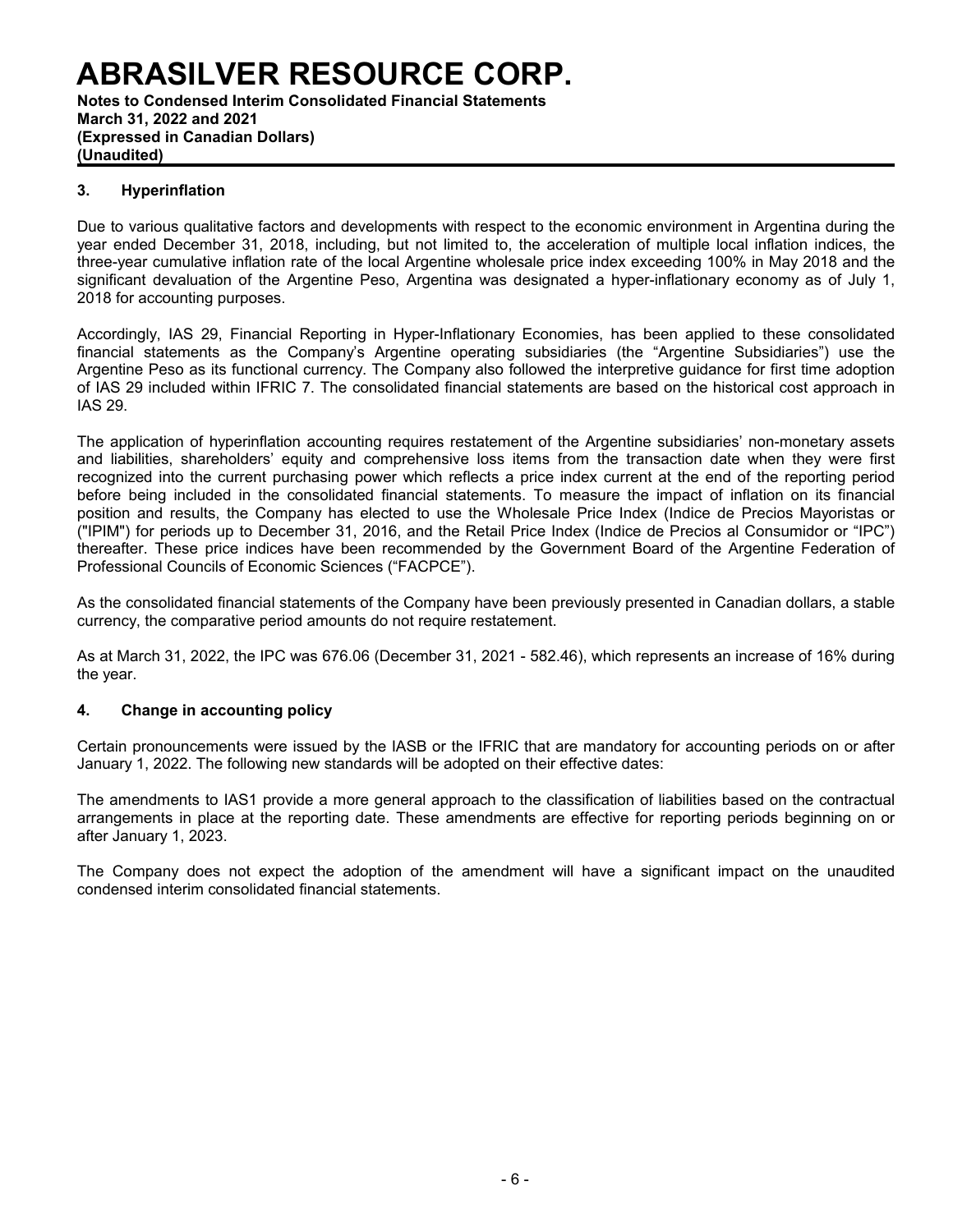## 3. Hyperinflation

Due to various qualitative factors and developments with respect to the economic environment in Argentina during the year ended December 31, 2018, including, but not limited to, the acceleration of multiple local inflation indices, the three-year cumulative inflation rate of the local Argentine wholesale price index exceeding 100% in May 2018 and the significant devaluation of the Argentine Peso, Argentina was designated a hyper-inflationary economy as of July 1, 2018 for accounting purposes.

Accordingly, IAS 29, Financial Reporting in Hyper-Inflationary Economies, has been applied to these consolidated financial statements as the Company's Argentine operating subsidiaries (the "Argentine Subsidiaries") use the Argentine Peso as its functional currency. The Company also followed the interpretive guidance for first time adoption of IAS 29 included within IFRIC 7. The consolidated financial statements are based on the historical cost approach in IAS 29.

The application of hyperinflation accounting requires restatement of the Argentine subsidiaries' non-monetary assets and liabilities, shareholders' equity and comprehensive loss items from the transaction date when they were first recognized into the current purchasing power which reflects a price index current at the end of the reporting period before being included in the consolidated financial statements. To measure the impact of inflation on its financial position and results, the Company has elected to use the Wholesale Price Index (Indice de Precios Mayoristas or ("IPIM") for periods up to December 31, 2016, and the Retail Price Index (Indice de Precios al Consumidor or "IPC") thereafter. These price indices have been recommended by the Government Board of the Argentine Federation of Professional Councils of Economic Sciences ("FACPCE").

As the consolidated financial statements of the Company have been previously presented in Canadian dollars, a stable currency, the comparative period amounts do not require restatement.

As at March 31, 2022, the IPC was 676.06 (December 31, 2021 - 582.46), which represents an increase of 16% during the year.

## 4. Change in accounting policy

Certain pronouncements were issued by the IASB or the IFRIC that are mandatory for accounting periods on or after January 1, 2022. The following new standards will be adopted on their effective dates:

The amendments to IAS1 provide a more general approach to the classification of liabilities based on the contractual arrangements in place at the reporting date. These amendments are effective for reporting periods beginning on or after January 1, 2023.

The Company does not expect the adoption of the amendment will have a significant impact on the unaudited condensed interim consolidated financial statements.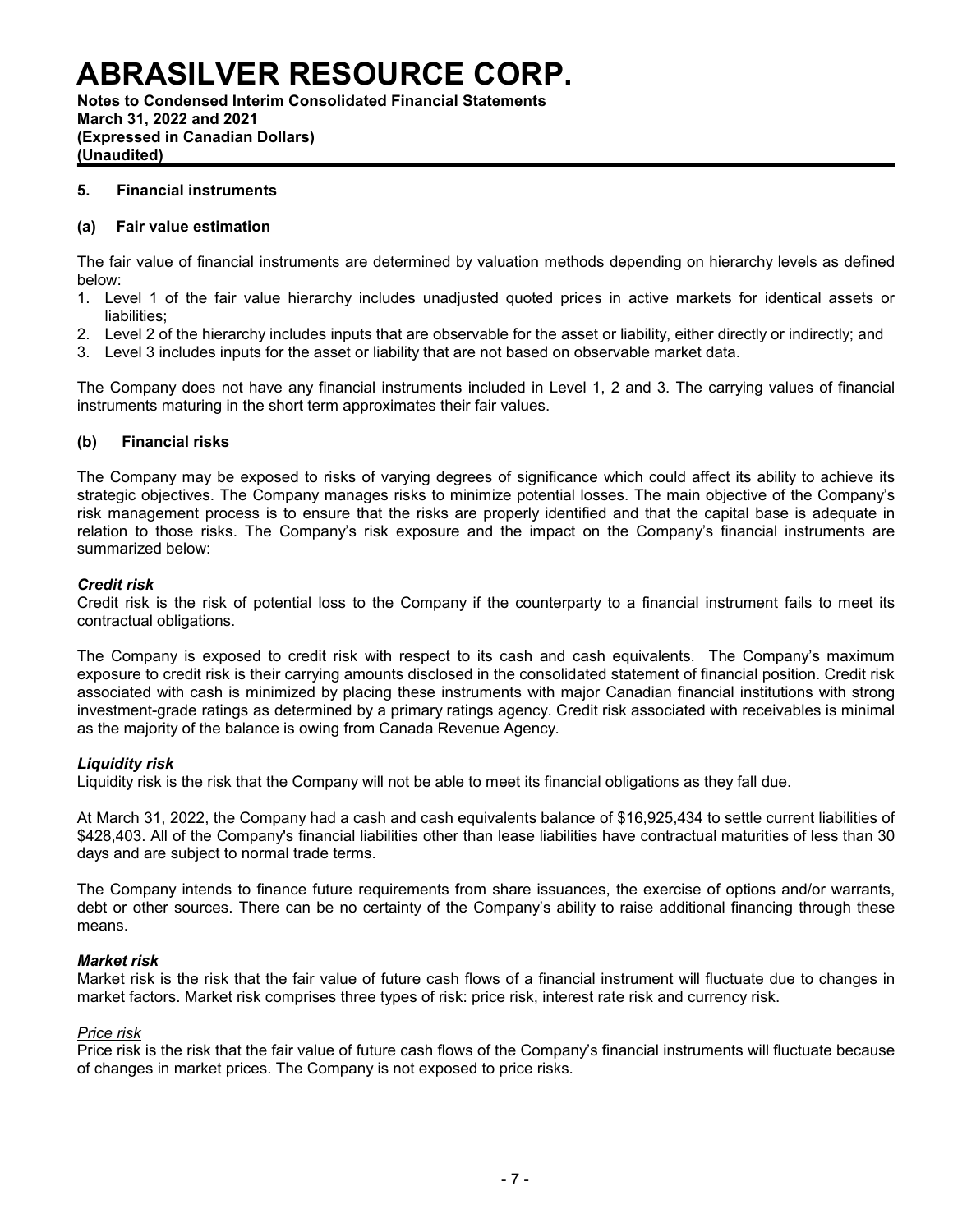## 5. Financial instruments

### (a) Fair value estimation

The fair value of financial instruments are determined by valuation methods depending on hierarchy levels as defined below:

1. Level 1 of the fair value hierarchy includes unadjusted quoted prices in active markets for identical assets or liabilities;
2. Level 2 of the hierarchy includes inputs that are observable for the asset or liability, either directly or indirectly; and
3. Level 3 includes inputs for the asset or liability that are not based on observable market data.

The Company does not have any financial instruments included in Level 1, 2 and 3. The carrying values of financial instruments maturing in the short term approximates their fair values.

### (b) Financial risks

The Company may be exposed to risks of varying degrees of significance which could affect its ability to achieve its strategic objectives. The Company manages risks to minimize potential losses. The main objective of the Company's risk management process is to ensure that the risks are properly identified and that the capital base is adequate in relation to those risks. The Company's risk exposure and the impact on the Company's financial instruments are summarized below:

***Credit risk***

Credit risk is the risk of potential loss to the Company if the counterparty to a financial instrument fails to meet its contractual obligations.

The Company is exposed to credit risk with respect to its cash and cash equivalents. The Company's maximum exposure to credit risk is their carrying amounts disclosed in the consolidated statement of financial position. Credit risk associated with cash is minimized by placing these instruments with major Canadian financial institutions with strong investment-grade ratings as determined by a primary ratings agency. Credit risk associated with receivables is minimal as the majority of the balance is owing from Canada Revenue Agency.

***Liquidity risk***

Liquidity risk is the risk that the Company will not be able to meet its financial obligations as they fall due.

At March 31, 2022, the Company had a cash and cash equivalents balance of $16,925,434 to settle current liabilities of $428,403. All of the Company's financial liabilities other than lease liabilities have contractual maturities of less than 30 days and are subject to normal trade terms.

The Company intends to finance future requirements from share issuances, the exercise of options and/or warrants, debt or other sources. There can be no certainty of the Company's ability to raise additional financing through these means.

***Market risk***

Market risk is the risk that the fair value of future cash flows of a financial instrument will fluctuate due to changes in market factors. Market risk comprises three types of risk: price risk, interest rate risk and currency risk.

*Price risk*

Price risk is the risk that the fair value of future cash flows of the Company's financial instruments will fluctuate because of changes in market prices. The Company is not exposed to price risks.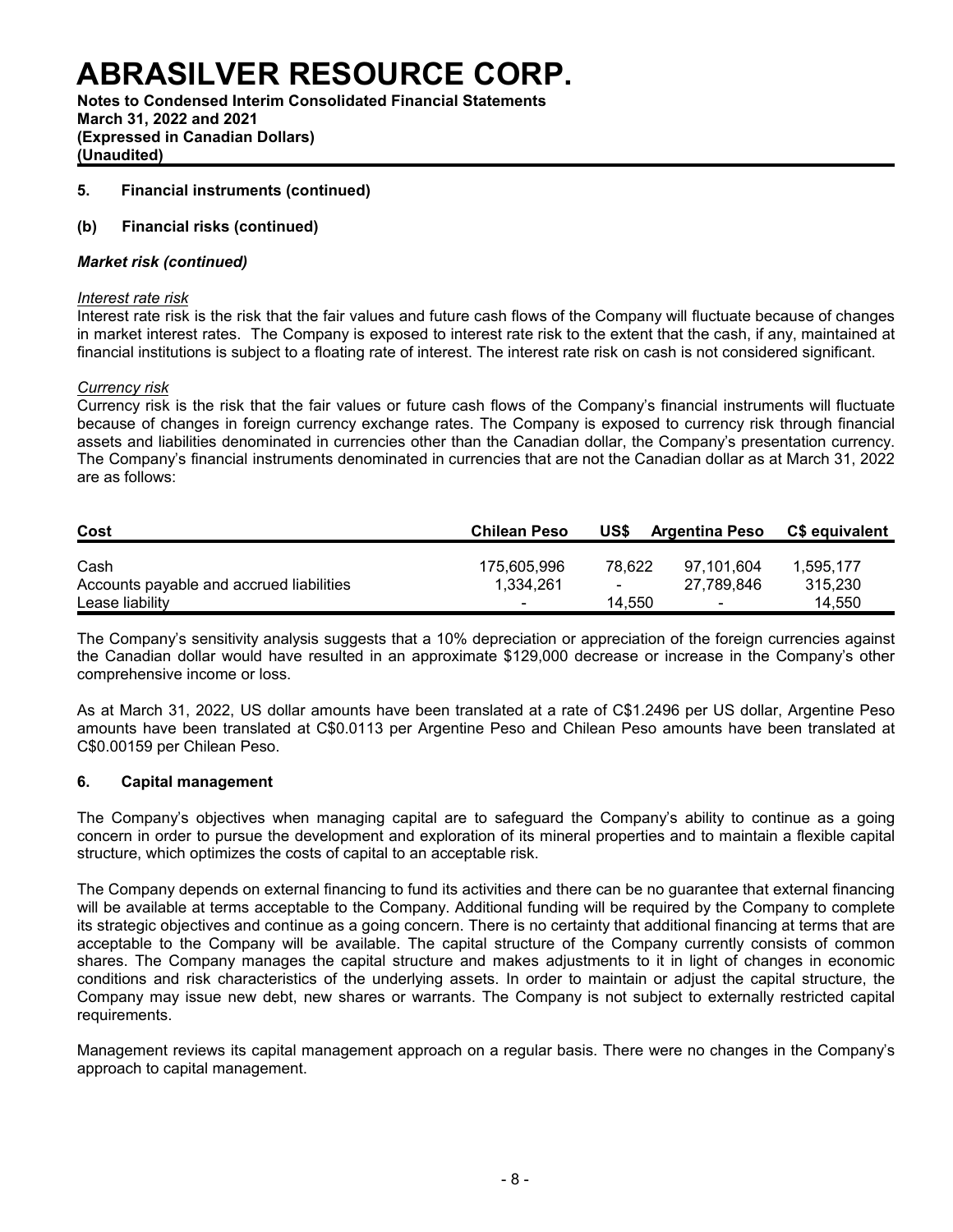## 5. Financial instruments (continued)

### (b) Financial risks (continued)

***Market risk (continued)***

*Interest rate risk*

Interest rate risk is the risk that the fair values and future cash flows of the Company will fluctuate because of changes in market interest rates. The Company is exposed to interest rate risk to the extent that the cash, if any, maintained at financial institutions is subject to a floating rate of interest. The interest rate risk on cash is not considered significant.

*Currency risk*

Currency risk is the risk that the fair values or future cash flows of the Company's financial instruments will fluctuate because of changes in foreign currency exchange rates. The Company is exposed to currency risk through financial assets and liabilities denominated in currencies other than the Canadian dollar, the Company's presentation currency. The Company's financial instruments denominated in currencies that are not the Canadian dollar as at March 31, 2022 are as follows:

| Cost | Chilean Peso | US$ | Argentina Peso | C$ equivalent |
|---|---|---|---|---|
| Cash | 175,605,996 | 78,622 | 97,101,604 | 1,595,177 |
| Accounts payable and accrued liabilities | 1,334,261 | - | 27,789,846 | 315,230 |
| Lease liability | - | 14,550 | - | 14,550 |

The Company's sensitivity analysis suggests that a 10% depreciation or appreciation of the foreign currencies against the Canadian dollar would have resulted in an approximate $129,000 decrease or increase in the Company's other comprehensive income or loss.

As at March 31, 2022, US dollar amounts have been translated at a rate of C$1.2496 per US dollar, Argentine Peso amounts have been translated at C$0.0113 per Argentine Peso and Chilean Peso amounts have been translated at C$0.00159 per Chilean Peso.

## 6. Capital management

The Company's objectives when managing capital are to safeguard the Company's ability to continue as a going concern in order to pursue the development and exploration of its mineral properties and to maintain a flexible capital structure, which optimizes the costs of capital to an acceptable risk.

The Company depends on external financing to fund its activities and there can be no guarantee that external financing will be available at terms acceptable to the Company. Additional funding will be required by the Company to complete its strategic objectives and continue as a going concern. There is no certainty that additional financing at terms that are acceptable to the Company will be available. The capital structure of the Company currently consists of common shares. The Company manages the capital structure and makes adjustments to it in light of changes in economic conditions and risk characteristics of the underlying assets. In order to maintain or adjust the capital structure, the Company may issue new debt, new shares or warrants. The Company is not subject to externally restricted capital requirements.

Management reviews its capital management approach on a regular basis. There were no changes in the Company's approach to capital management.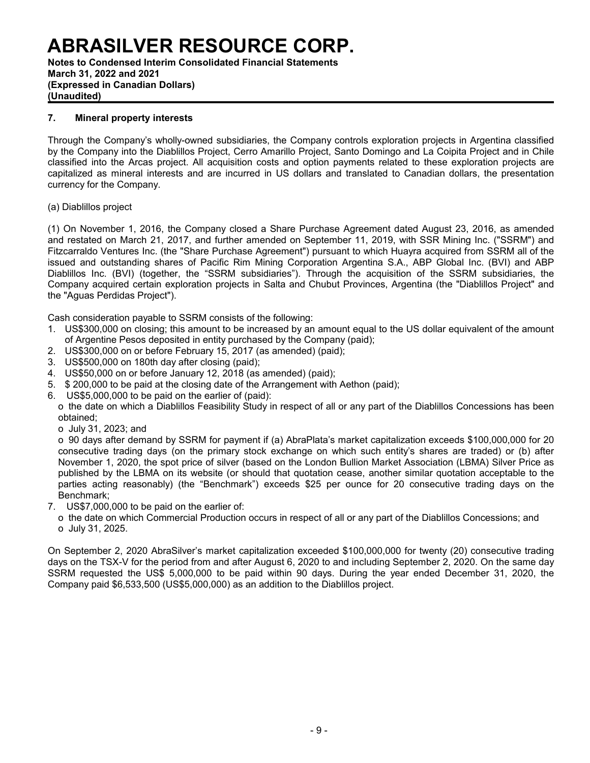## 7. Mineral property interests

Through the Company's wholly-owned subsidiaries, the Company controls exploration projects in Argentina classified by the Company into the Diablillos Project, Cerro Amarillo Project, Santo Domingo and La Coipita Project and in Chile classified into the Arcas project. All acquisition costs and option payments related to these exploration projects are capitalized as mineral interests and are incurred in US dollars and translated to Canadian dollars, the presentation currency for the Company.

(a) Diablillos project

(1) On November 1, 2016, the Company closed a Share Purchase Agreement dated August 23, 2016, as amended and restated on March 21, 2017, and further amended on September 11, 2019, with SSR Mining Inc. ("SSRM") and Fitzcarraldo Ventures Inc. (the "Share Purchase Agreement") pursuant to which Huayra acquired from SSRM all of the issued and outstanding shares of Pacific Rim Mining Corporation Argentina S.A., ABP Global Inc. (BVI) and ABP Diablillos Inc. (BVI) (together, the "SSRM subsidiaries"). Through the acquisition of the SSRM subsidiaries, the Company acquired certain exploration projects in Salta and Chubut Provinces, Argentina (the "Diablillos Project" and the "Aguas Perdidas Project").

Cash consideration payable to SSRM consists of the following:

1. US$300,000 on closing; this amount to be increased by an amount equal to the US dollar equivalent of the amount of Argentine Pesos deposited in entity purchased by the Company (paid);
2. US$300,000 on or before February 15, 2017 (as amended) (paid);
3. US$500,000 on 180th day after closing (paid);
4. US$50,000 on or before January 12, 2018 (as amended) (paid);
5. $ 200,000 to be paid at the closing date of the Arrangement with Aethon (paid);
6. US$5,000,000 to be paid on the earlier of (paid):
   - the date on which a Diablillos Feasibility Study in respect of all or any part of the Diablillos Concessions has been obtained;
   - July 31, 2023; and
   - 90 days after demand by SSRM for payment if (a) AbraPlata's market capitalization exceeds $100,000,000 for 20 consecutive trading days (on the primary stock exchange on which such entity's shares are traded) or (b) after November 1, 2020, the spot price of silver (based on the London Bullion Market Association (LBMA) Silver Price as published by the LBMA on its website (or should that quotation cease, another similar quotation acceptable to the parties acting reasonably) (the "Benchmark") exceeds $25 per ounce for 20 consecutive trading days on the Benchmark;
7. US$7,000,000 to be paid on the earlier of:
   - the date on which Commercial Production occurs in respect of all or any part of the Diablillos Concessions; and
   - July 31, 2025.

On September 2, 2020 AbraSilver's market capitalization exceeded $100,000,000 for twenty (20) consecutive trading days on the TSX-V for the period from and after August 6, 2020 to and including September 2, 2020. On the same day SSRM requested the US$ 5,000,000 to be paid within 90 days. During the year ended December 31, 2020, the Company paid $6,533,500 (US$5,000,000) as an addition to the Diablillos project.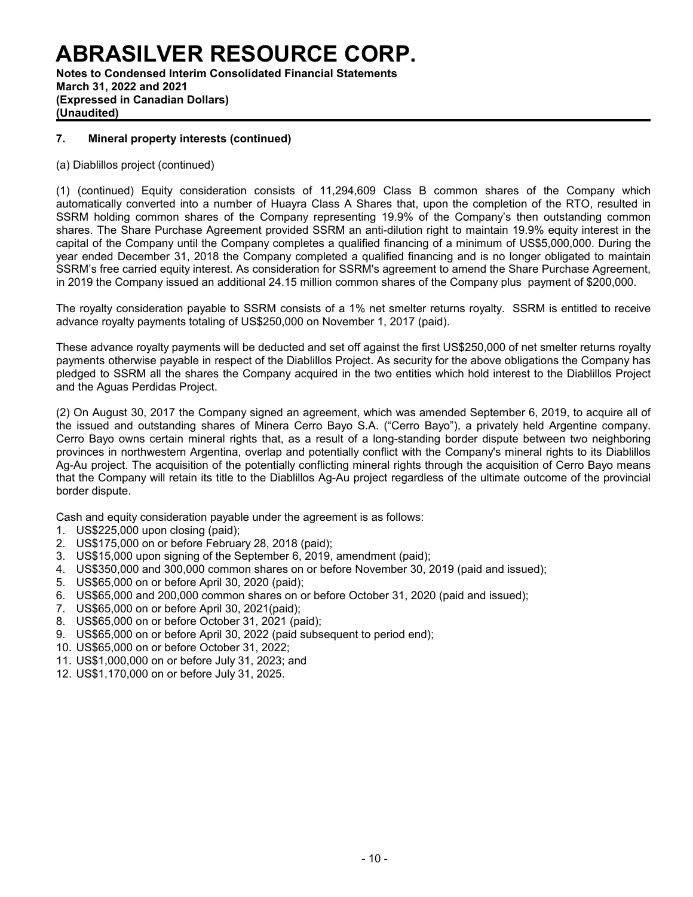## 7. Mineral property interests (continued)

(a) Diablillos project (continued)

(1) (continued) Equity consideration consists of 11,294,609 Class B common shares of the Company which automatically converted into a number of Huayra Class A Shares that, upon the completion of the RTO, resulted in SSRM holding common shares of the Company representing 19.9% of the Company's then outstanding common shares. The Share Purchase Agreement provided SSRM an anti-dilution right to maintain 19.9% equity interest in the capital of the Company until the Company completes a qualified financing of a minimum of US$5,000,000. During the year ended December 31, 2018 the Company completed a qualified financing and is no longer obligated to maintain SSRM's free carried equity interest. As consideration for SSRM's agreement to amend the Share Purchase Agreement, in 2019 the Company issued an additional 24.15 million common shares of the Company plus payment of $200,000.

The royalty consideration payable to SSRM consists of a 1% net smelter returns royalty. SSRM is entitled to receive advance royalty payments totaling of US$250,000 on November 1, 2017 (paid).

These advance royalty payments will be deducted and set off against the first US$250,000 of net smelter returns royalty payments otherwise payable in respect of the Diablillos Project. As security for the above obligations the Company has pledged to SSRM all the shares the Company acquired in the two entities which hold interest to the Diablillos Project and the Aguas Perdidas Project.

(2) On August 30, 2017 the Company signed an agreement, which was amended September 6, 2019, to acquire all of the issued and outstanding shares of Minera Cerro Bayo S.A. ("Cerro Bayo"), a privately held Argentine company. Cerro Bayo owns certain mineral rights that, as a result of a long-standing border dispute between two neighboring provinces in northwestern Argentina, overlap and potentially conflict with the Company's mineral rights to its Diablillos Ag-Au project. The acquisition of the potentially conflicting mineral rights through the acquisition of Cerro Bayo means that the Company will retain its title to the Diablillos Ag-Au project regardless of the ultimate outcome of the provincial border dispute.

Cash and equity consideration payable under the agreement is as follows:

1. US$225,000 upon closing (paid);
2. US$175,000 on or before February 28, 2018 (paid);
3. US$15,000 upon signing of the September 6, 2019, amendment (paid);
4. US$350,000 and 300,000 common shares on or before November 30, 2019 (paid and issued);
5. US$65,000 on or before April 30, 2020 (paid);
6. US$65,000 and 200,000 common shares on or before October 31, 2020 (paid and issued);
7. US$65,000 on or before April 30, 2021(paid);
8. US$65,000 on or before October 31, 2021 (paid);
9. US$65,000 on or before April 30, 2022 (paid subsequent to period end);
10. US$65,000 on or before October 31, 2022;
11. US$1,000,000 on or before July 31, 2023; and
12. US$1,170,000 on or before July 31, 2025.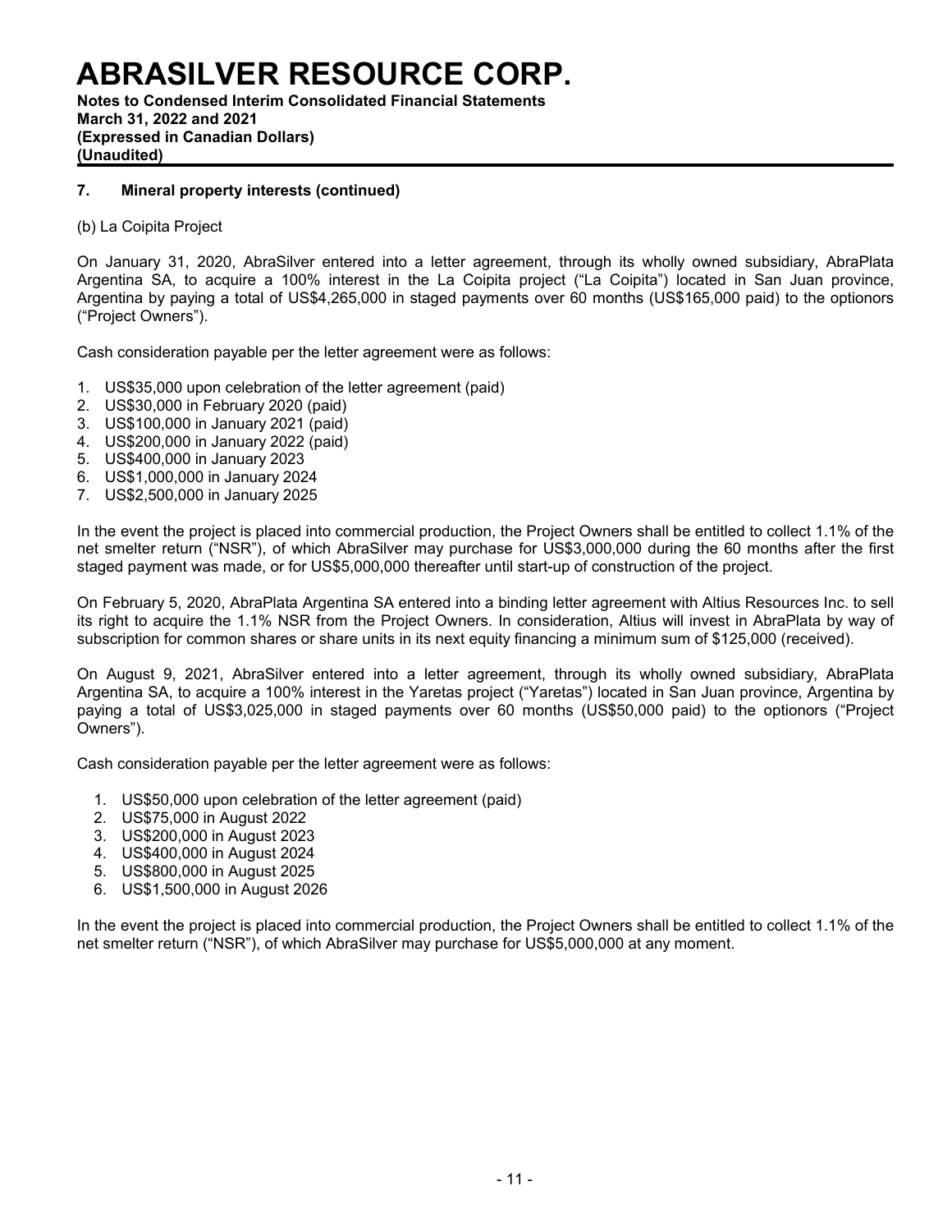## 7. Mineral property interests (continued)

(b) La Coipita Project

On January 31, 2020, AbraSilver entered into a letter agreement, through its wholly owned subsidiary, AbraPlata Argentina SA, to acquire a 100% interest in the La Coipita project ("La Coipita") located in San Juan province, Argentina by paying a total of US$4,265,000 in staged payments over 60 months (US$165,000 paid) to the optionors ("Project Owners").

Cash consideration payable per the letter agreement were as follows:

1. US$35,000 upon celebration of the letter agreement (paid)
2. US$30,000 in February 2020 (paid)
3. US$100,000 in January 2021 (paid)
4. US$200,000 in January 2022 (paid)
5. US$400,000 in January 2023
6. US$1,000,000 in January 2024
7. US$2,500,000 in January 2025

In the event the project is placed into commercial production, the Project Owners shall be entitled to collect 1.1% of the net smelter return ("NSR"), of which AbraSilver may purchase for US$3,000,000 during the 60 months after the first staged payment was made, or for US$5,000,000 thereafter until start-up of construction of the project.

On February 5, 2020, AbraPlata Argentina SA entered into a binding letter agreement with Altius Resources Inc. to sell its right to acquire the 1.1% NSR from the Project Owners. In consideration, Altius will invest in AbraPlata by way of subscription for common shares or share units in its next equity financing a minimum sum of $125,000 (received).

On August 9, 2021, AbraSilver entered into a letter agreement, through its wholly owned subsidiary, AbraPlata Argentina SA, to acquire a 100% interest in the Yaretas project ("Yaretas") located in San Juan province, Argentina by paying a total of US$3,025,000 in staged payments over 60 months (US$50,000 paid) to the optionors ("Project Owners").

Cash consideration payable per the letter agreement were as follows:

1. US$50,000 upon celebration of the letter agreement (paid)
2. US$75,000 in August 2022
3. US$200,000 in August 2023
4. US$400,000 in August 2024
5. US$800,000 in August 2025
6. US$1,500,000 in August 2026

In the event the project is placed into commercial production, the Project Owners shall be entitled to collect 1.1% of the net smelter return ("NSR"), of which AbraSilver may purchase for US$5,000,000 at any moment.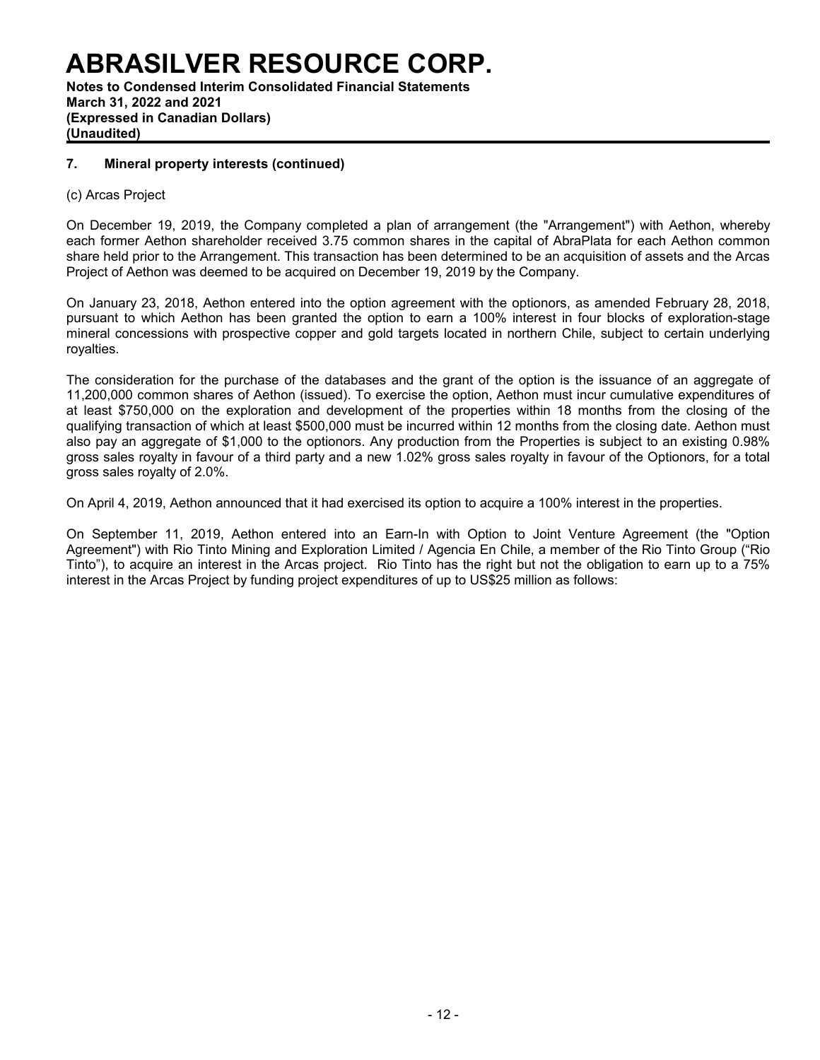### 7. Mineral property interests (continued)

(c) Arcas Project

On December 19, 2019, the Company completed a plan of arrangement (the "Arrangement") with Aethon, whereby each former Aethon shareholder received 3.75 common shares in the capital of AbraPlata for each Aethon common share held prior to the Arrangement. This transaction has been determined to be an acquisition of assets and the Arcas Project of Aethon was deemed to be acquired on December 19, 2019 by the Company.

On January 23, 2018, Aethon entered into the option agreement with the optionors, as amended February 28, 2018, pursuant to which Aethon has been granted the option to earn a 100% interest in four blocks of exploration-stage mineral concessions with prospective copper and gold targets located in northern Chile, subject to certain underlying royalties.

The consideration for the purchase of the databases and the grant of the option is the issuance of an aggregate of 11,200,000 common shares of Aethon (issued). To exercise the option, Aethon must incur cumulative expenditures of at least $750,000 on the exploration and development of the properties within 18 months from the closing of the qualifying transaction of which at least $500,000 must be incurred within 12 months from the closing date. Aethon must also pay an aggregate of $1,000 to the optionors. Any production from the Properties is subject to an existing 0.98% gross sales royalty in favour of a third party and a new 1.02% gross sales royalty in favour of the Optionors, for a total gross sales royalty of 2.0%.

On April 4, 2019, Aethon announced that it had exercised its option to acquire a 100% interest in the properties.

On September 11, 2019, Aethon entered into an Earn-In with Option to Joint Venture Agreement (the "Option Agreement") with Rio Tinto Mining and Exploration Limited / Agencia En Chile, a member of the Rio Tinto Group ("Rio Tinto"), to acquire an interest in the Arcas project. Rio Tinto has the right but not the obligation to earn up to a 75% interest in the Arcas Project by funding project expenditures of up to US$25 million as follows: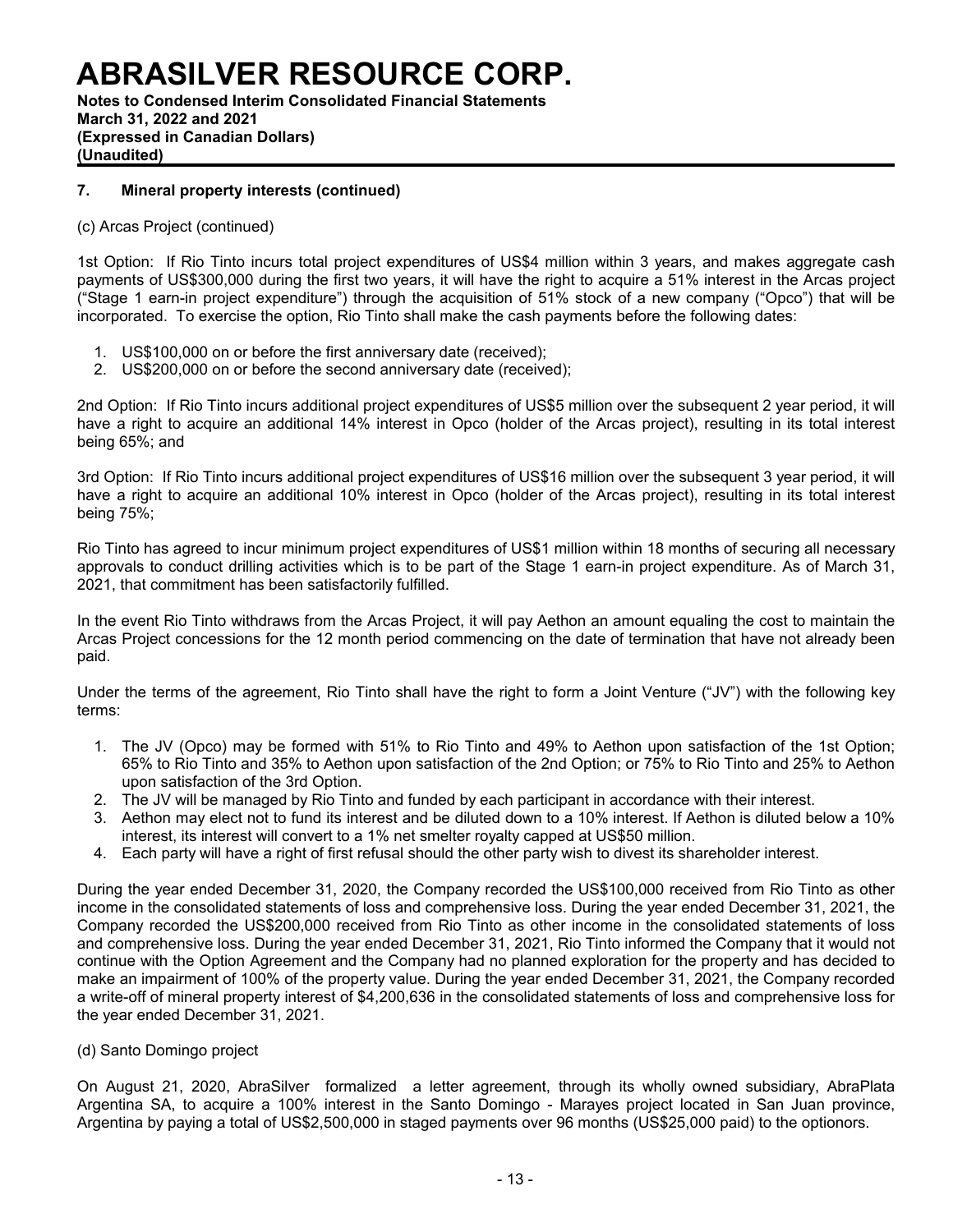### 7. Mineral property interests (continued)

(c) Arcas Project (continued)

1st Option: If Rio Tinto incurs total project expenditures of US$4 million within 3 years, and makes aggregate cash payments of US$300,000 during the first two years, it will have the right to acquire a 51% interest in the Arcas project ("Stage 1 earn-in project expenditure") through the acquisition of 51% stock of a new company ("Opco") that will be incorporated. To exercise the option, Rio Tinto shall make the cash payments before the following dates:

1. US$100,000 on or before the first anniversary date (received);
2. US$200,000 on or before the second anniversary date (received);

2nd Option: If Rio Tinto incurs additional project expenditures of US$5 million over the subsequent 2 year period, it will have a right to acquire an additional 14% interest in Opco (holder of the Arcas project), resulting in its total interest being 65%; and

3rd Option: If Rio Tinto incurs additional project expenditures of US$16 million over the subsequent 3 year period, it will have a right to acquire an additional 10% interest in Opco (holder of the Arcas project), resulting in its total interest being 75%;

Rio Tinto has agreed to incur minimum project expenditures of US$1 million within 18 months of securing all necessary approvals to conduct drilling activities which is to be part of the Stage 1 earn-in project expenditure. As of March 31, 2021, that commitment has been satisfactorily fulfilled.

In the event Rio Tinto withdraws from the Arcas Project, it will pay Aethon an amount equaling the cost to maintain the Arcas Project concessions for the 12 month period commencing on the date of termination that have not already been paid.

Under the terms of the agreement, Rio Tinto shall have the right to form a Joint Venture ("JV") with the following key terms:

1. The JV (Opco) may be formed with 51% to Rio Tinto and 49% to Aethon upon satisfaction of the 1st Option; 65% to Rio Tinto and 35% to Aethon upon satisfaction of the 2nd Option; or 75% to Rio Tinto and 25% to Aethon upon satisfaction of the 3rd Option.
2. The JV will be managed by Rio Tinto and funded by each participant in accordance with their interest.
3. Aethon may elect not to fund its interest and be diluted down to a 10% interest. If Aethon is diluted below a 10% interest, its interest will convert to a 1% net smelter royalty capped at US$50 million.
4. Each party will have a right of first refusal should the other party wish to divest its shareholder interest.

During the year ended December 31, 2020, the Company recorded the US$100,000 received from Rio Tinto as other income in the consolidated statements of loss and comprehensive loss. During the year ended December 31, 2021, the Company recorded the US$200,000 received from Rio Tinto as other income in the consolidated statements of loss and comprehensive loss. During the year ended December 31, 2021, Rio Tinto informed the Company that it would not continue with the Option Agreement and the Company had no planned exploration for the property and has decided to make an impairment of 100% of the property value. During the year ended December 31, 2021, the Company recorded a write-off of mineral property interest of $4,200,636 in the consolidated statements of loss and comprehensive loss for the year ended December 31, 2021.

(d) Santo Domingo project

On August 21, 2020, AbraSilver formalized a letter agreement, through its wholly owned subsidiary, AbraPlata Argentina SA, to acquire a 100% interest in the Santo Domingo - Marayes project located in San Juan province, Argentina by paying a total of US$2,500,000 in staged payments over 96 months (US$25,000 paid) to the optionors.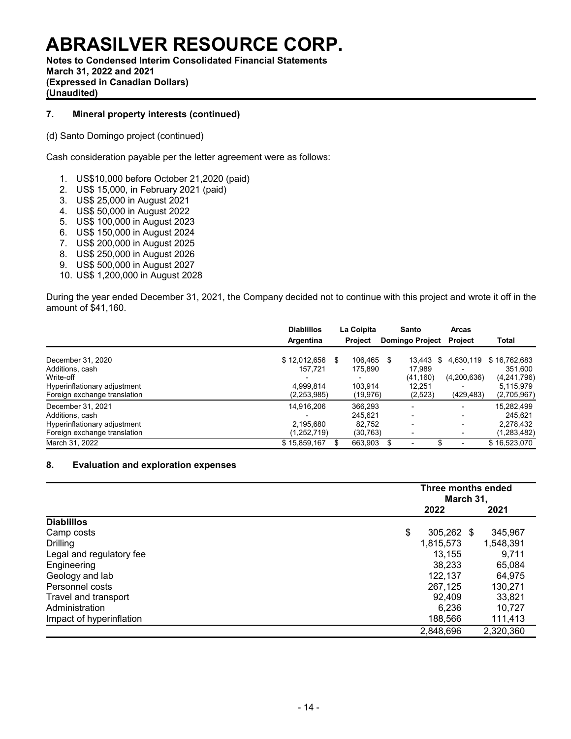# ABRASILVER RESOURCE CORP.

**Notes to Condensed Interim Consolidated Financial Statements**
**March 31, 2022 and 2021**
**(Expressed in Canadian Dollars)**
**(Unaudited)**

## 7. Mineral property interests (continued)

(d) Santo Domingo project (continued)

Cash consideration payable per the letter agreement were as follows:

1. US$10,000 before October 21,2020 (paid)
2. US$ 15,000, in February 2021 (paid)
3. US$ 25,000 in August 2021
4. US$ 50,000 in August 2022
5. US$ 100,000 in August 2023
6. US$ 150,000 in August 2024
7. US$ 200,000 in August 2025
8. US$ 250,000 in August 2026
9. US$ 500,000 in August 2027
10. US$ 1,200,000 in August 2028

During the year ended December 31, 2021, the Company decided not to continue with this project and wrote it off in the amount of $41,160.

| | Diablillos Argentina | La Coipita Project | Santo Domingo Project | Arcas Project | Total |
|---|---|---|---|---|---|
| December 31, 2020 | $ 12,012,656 | $ 106,465 | $ 13,443 | $ 4,630,119 | $ 16,762,683 |
| Additions, cash | 157,721 | 175,890 | 17,989 | - | 351,600 |
| Write-off | - | - | (41,160) | (4,200,636) | (4,241,796) |
| Hyperinflationary adjustment | 4,999,814 | 103,914 | 12,251 | - | 5,115,979 |
| Foreign exchange translation | (2,253,985) | (19,976) | (2,523) | (429,483) | (2,705,967) |
| December 31, 2021 | 14,916,206 | 366,293 | - | - | 15,282,499 |
| Additions, cash | - | 245,621 | - | - | 245,621 |
| Hyperinflationary adjustment | 2,195,680 | 82,752 | - | - | 2,278,432 |
| Foreign exchange translation | (1,252,719) | (30,763) | - | - | (1,283,482) |
| March 31, 2022 | $ 15,859,167 | $ 663,903 | $ - | $ - | $ 16,523,070 |

## 8. Evaluation and exploration expenses

| | Three months ended March 31, 2022 | 2021 |
|---|---|---|
| **Diablillos** | | |
| Camp costs | $ 305,262 | $ 345,967 |
| Drilling | 1,815,573 | 1,548,391 |
| Legal and regulatory fee | 13,155 | 9,711 |
| Engineering | 38,233 | 65,084 |
| Geology and lab | 122,137 | 64,975 |
| Personnel costs | 267,125 | 130,271 |
| Travel and transport | 92,409 | 33,821 |
| Administration | 6,236 | 10,727 |
| Impact of hyperinflation | 188,566 | 111,413 |
| | 2,848,696 | 2,320,360 |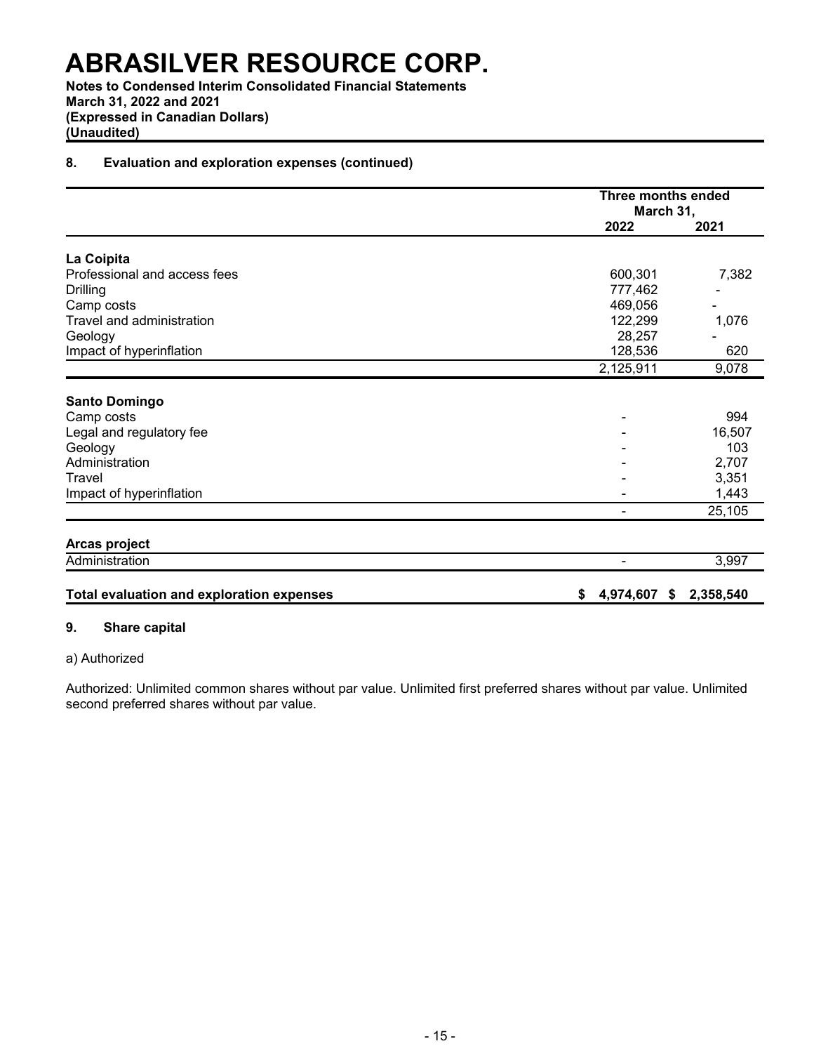# ABRASILVER RESOURCE CORP.

**Notes to Condensed Interim Consolidated Financial Statements**
**March 31, 2022 and 2021**
**(Expressed in Canadian Dollars)**
**(Unaudited)**

## 8. Evaluation and exploration expenses (continued)

| | Three months ended March 31, | |
|---|---|---|
| | **2022** | **2021** |
| **La Coipita** | | |
| Professional and access fees | 600,301 | 7,382 |
| Drilling | 777,462 | - |
| Camp costs | 469,056 | - |
| Travel and administration | 122,299 | 1,076 |
| Geology | 28,257 | - |
| Impact of hyperinflation | 128,536 | 620 |
| | 2,125,911 | 9,078 |
| **Santo Domingo** | | |
| Camp costs | - | 994 |
| Legal and regulatory fee | - | 16,507 |
| Geology | - | 103 |
| Administration | - | 2,707 |
| Travel | - | 3,351 |
| Impact of hyperinflation | - | 1,443 |
| | - | 25,105 |
| **Arcas project** | | |
| Administration | - | 3,997 |
| **Total evaluation and exploration expenses** | **$ 4,974,607** | **$ 2,358,540** |

## 9. Share capital

a) Authorized

Authorized: Unlimited common shares without par value. Unlimited first preferred shares without par value. Unlimited second preferred shares without par value.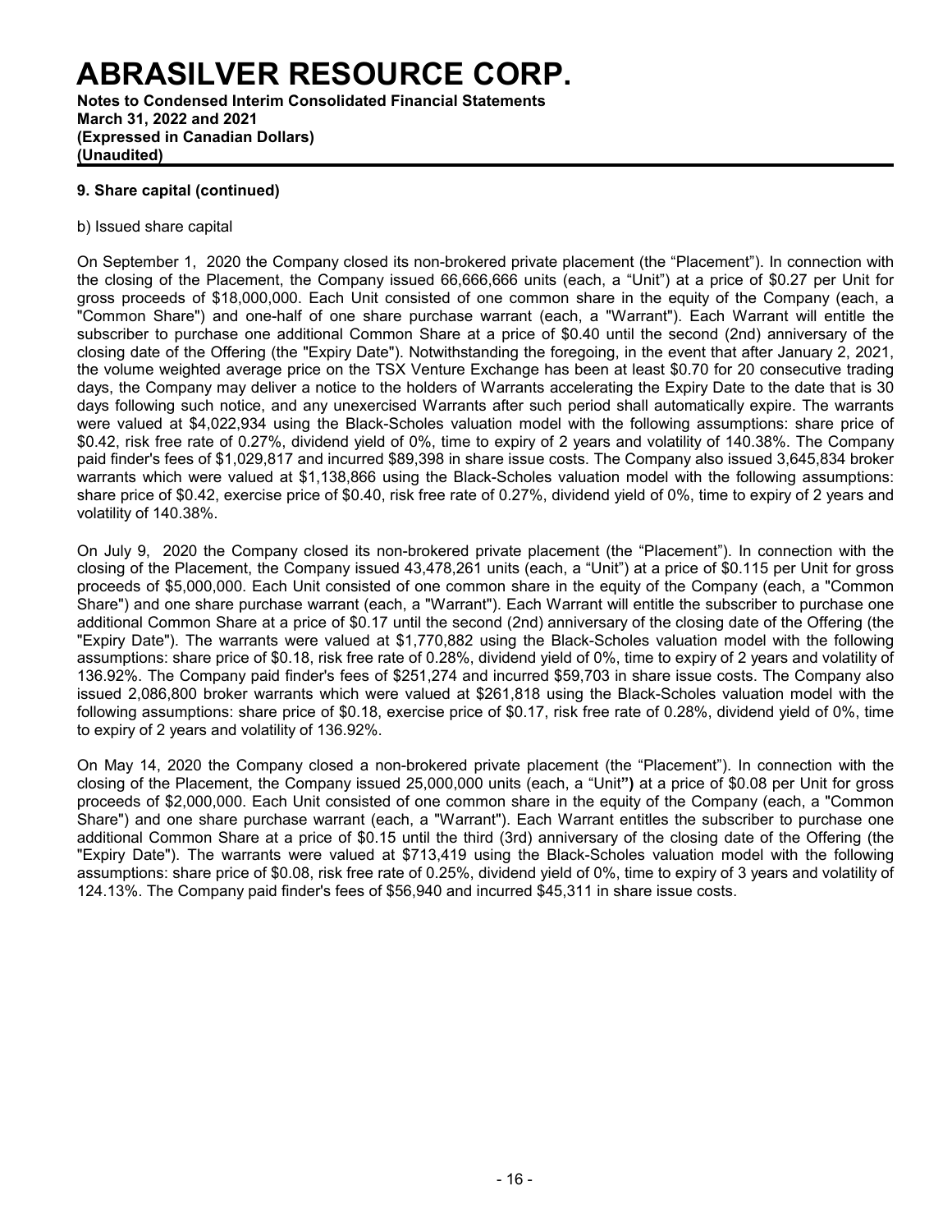## 9. Share capital (continued)

b) Issued share capital

On September 1, 2020 the Company closed its non-brokered private placement (the "Placement"). In connection with the closing of the Placement, the Company issued 66,666,666 units (each, a "Unit") at a price of $0.27 per Unit for gross proceeds of $18,000,000. Each Unit consisted of one common share in the equity of the Company (each, a "Common Share") and one-half of one share purchase warrant (each, a "Warrant"). Each Warrant will entitle the subscriber to purchase one additional Common Share at a price of $0.40 until the second (2nd) anniversary of the closing date of the Offering (the "Expiry Date"). Notwithstanding the foregoing, in the event that after January 2, 2021, the volume weighted average price on the TSX Venture Exchange has been at least $0.70 for 20 consecutive trading days, the Company may deliver a notice to the holders of Warrants accelerating the Expiry Date to the date that is 30 days following such notice, and any unexercised Warrants after such period shall automatically expire. The warrants were valued at $4,022,934 using the Black-Scholes valuation model with the following assumptions: share price of $0.42, risk free rate of 0.27%, dividend yield of 0%, time to expiry of 2 years and volatility of 140.38%. The Company paid finder's fees of $1,029,817 and incurred $89,398 in share issue costs. The Company also issued 3,645,834 broker warrants which were valued at $1,138,866 using the Black-Scholes valuation model with the following assumptions: share price of $0.42, exercise price of $0.40, risk free rate of 0.27%, dividend yield of 0%, time to expiry of 2 years and volatility of 140.38%.

On July 9, 2020 the Company closed its non-brokered private placement (the "Placement"). In connection with the closing of the Placement, the Company issued 43,478,261 units (each, a "Unit") at a price of $0.115 per Unit for gross proceeds of $5,000,000. Each Unit consisted of one common share in the equity of the Company (each, a "Common Share") and one share purchase warrant (each, a "Warrant"). Each Warrant will entitle the subscriber to purchase one additional Common Share at a price of $0.17 until the second (2nd) anniversary of the closing date of the Offering (the "Expiry Date"). The warrants were valued at $1,770,882 using the Black-Scholes valuation model with the following assumptions: share price of $0.18, risk free rate of 0.28%, dividend yield of 0%, time to expiry of 2 years and volatility of 136.92%. The Company paid finder's fees of $251,274 and incurred $59,703 in share issue costs. The Company also issued 2,086,800 broker warrants which were valued at $261,818 using the Black-Scholes valuation model with the following assumptions: share price of $0.18, exercise price of $0.17, risk free rate of 0.28%, dividend yield of 0%, time to expiry of 2 years and volatility of 136.92%.

On May 14, 2020 the Company closed a non-brokered private placement (the "Placement"). In connection with the closing of the Placement, the Company issued 25,000,000 units (each, a "Unit") at a price of $0.08 per Unit for gross proceeds of $2,000,000. Each Unit consisted of one common share in the equity of the Company (each, a "Common Share") and one share purchase warrant (each, a "Warrant"). Each Warrant entitles the subscriber to purchase one additional Common Share at a price of $0.15 until the third (3rd) anniversary of the closing date of the Offering (the "Expiry Date"). The warrants were valued at $713,419 using the Black-Scholes valuation model with the following assumptions: share price of $0.08, risk free rate of 0.25%, dividend yield of 0%, time to expiry of 3 years and volatility of 124.13%. The Company paid finder's fees of $56,940 and incurred $45,311 in share issue costs.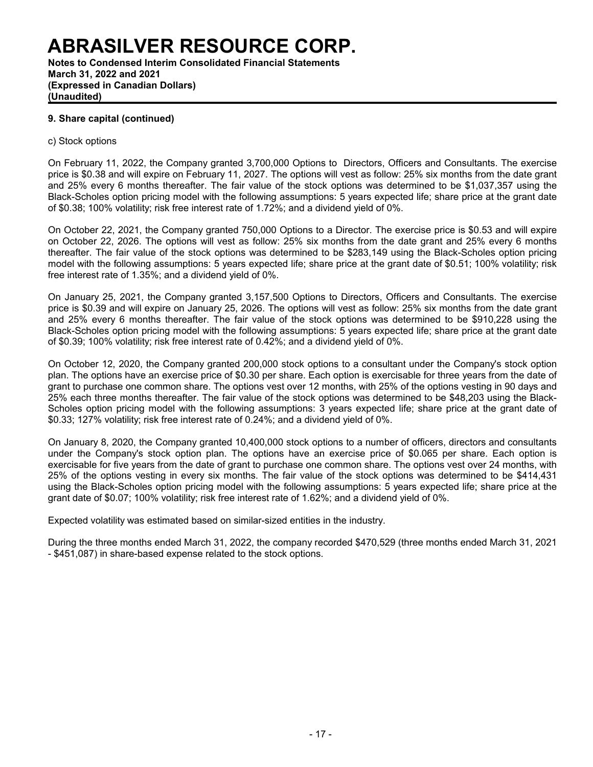### 9. Share capital (continued)

c) Stock options

On February 11, 2022, the Company granted 3,700,000 Options to Directors, Officers and Consultants. The exercise price is $0.38 and will expire on February 11, 2027. The options will vest as follow: 25% six months from the date grant and 25% every 6 months thereafter. The fair value of the stock options was determined to be $1,037,357 using the Black-Scholes option pricing model with the following assumptions: 5 years expected life; share price at the grant date of $0.38; 100% volatility; risk free interest rate of 1.72%; and a dividend yield of 0%.

On October 22, 2021, the Company granted 750,000 Options to a Director. The exercise price is $0.53 and will expire on October 22, 2026. The options will vest as follow: 25% six months from the date grant and 25% every 6 months thereafter. The fair value of the stock options was determined to be $283,149 using the Black-Scholes option pricing model with the following assumptions: 5 years expected life; share price at the grant date of $0.51; 100% volatility; risk free interest rate of 1.35%; and a dividend yield of 0%.

On January 25, 2021, the Company granted 3,157,500 Options to Directors, Officers and Consultants. The exercise price is $0.39 and will expire on January 25, 2026. The options will vest as follow: 25% six months from the date grant and 25% every 6 months thereafter. The fair value of the stock options was determined to be $910,228 using the Black-Scholes option pricing model with the following assumptions: 5 years expected life; share price at the grant date of $0.39; 100% volatility; risk free interest rate of 0.42%; and a dividend yield of 0%.

On October 12, 2020, the Company granted 200,000 stock options to a consultant under the Company's stock option plan. The options have an exercise price of $0.30 per share. Each option is exercisable for three years from the date of grant to purchase one common share. The options vest over 12 months, with 25% of the options vesting in 90 days and 25% each three months thereafter. The fair value of the stock options was determined to be $48,203 using the Black-Scholes option pricing model with the following assumptions: 3 years expected life; share price at the grant date of $0.33; 127% volatility; risk free interest rate of 0.24%; and a dividend yield of 0%.

On January 8, 2020, the Company granted 10,400,000 stock options to a number of officers, directors and consultants under the Company's stock option plan. The options have an exercise price of $0.065 per share. Each option is exercisable for five years from the date of grant to purchase one common share. The options vest over 24 months, with 25% of the options vesting in every six months. The fair value of the stock options was determined to be $414,431 using the Black-Scholes option pricing model with the following assumptions: 5 years expected life; share price at the grant date of $0.07; 100% volatility; risk free interest rate of 1.62%; and a dividend yield of 0%.

Expected volatility was estimated based on similar-sized entities in the industry.

During the three months ended March 31, 2022, the company recorded $470,529 (three months ended March 31, 2021 - $451,087) in share-based expense related to the stock options.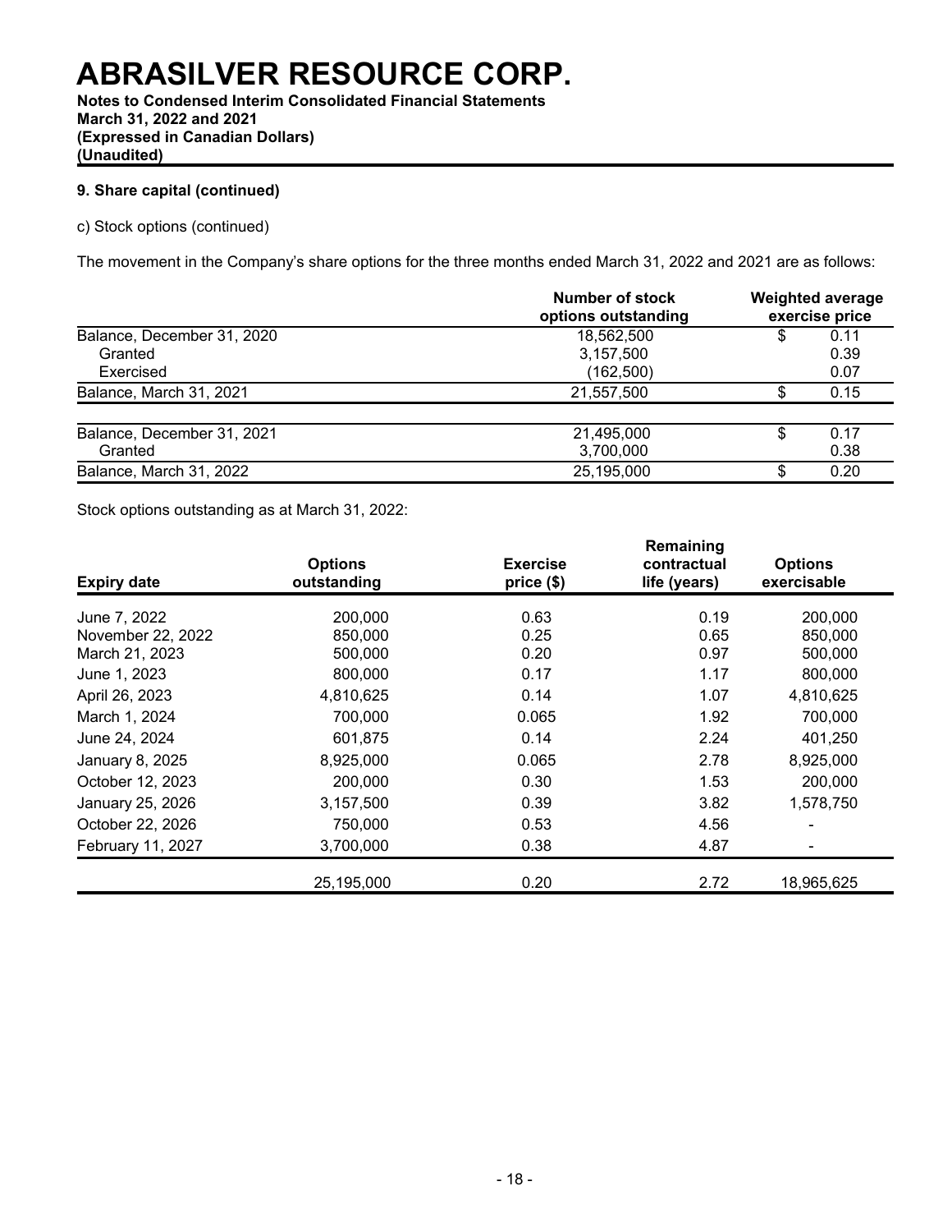# ABRASILVER RESOURCE CORP.

**Notes to Condensed Interim Consolidated Financial Statements**
**March 31, 2022 and 2021**
**(Expressed in Canadian Dollars)**
**(Unaudited)**

### 9. Share capital (continued)

c) Stock options (continued)

The movement in the Company's share options for the three months ended March 31, 2022 and 2021 are as follows:

| | Number of stock options outstanding | Weighted average exercise price |
|---|---|---|
| Balance, December 31, 2020 | 18,562,500 | $ 0.11 |
| Granted | 3,157,500 | 0.39 |
| Exercised | (162,500) | 0.07 |
| Balance, March 31, 2021 | 21,557,500 | $ 0.15 |
| | | |
| Balance, December 31, 2021 | 21,495,000 | $ 0.17 |
| Granted | 3,700,000 | 0.38 |
| Balance, March 31, 2022 | 25,195,000 | $ 0.20 |

Stock options outstanding as at March 31, 2022:

| Expiry date | Options outstanding | Exercise price ($) | Remaining contractual life (years) | Options exercisable |
|---|---|---|---|---|
| June 7, 2022 | 200,000 | 0.63 | 0.19 | 200,000 |
| November 22, 2022 | 850,000 | 0.25 | 0.65 | 850,000 |
| March 21, 2023 | 500,000 | 0.20 | 0.97 | 500,000 |
| June 1, 2023 | 800,000 | 0.17 | 1.17 | 800,000 |
| April 26, 2023 | 4,810,625 | 0.14 | 1.07 | 4,810,625 |
| March 1, 2024 | 700,000 | 0.065 | 1.92 | 700,000 |
| June 24, 2024 | 601,875 | 0.14 | 2.24 | 401,250 |
| January 8, 2025 | 8,925,000 | 0.065 | 2.78 | 8,925,000 |
| October 12, 2023 | 200,000 | 0.30 | 1.53 | 200,000 |
| January 25, 2026 | 3,157,500 | 0.39 | 3.82 | 1,578,750 |
| October 22, 2026 | 750,000 | 0.53 | 4.56 | - |
| February 11, 2027 | 3,700,000 | 0.38 | 4.87 | - |
| | 25,195,000 | 0.20 | 2.72 | 18,965,625 |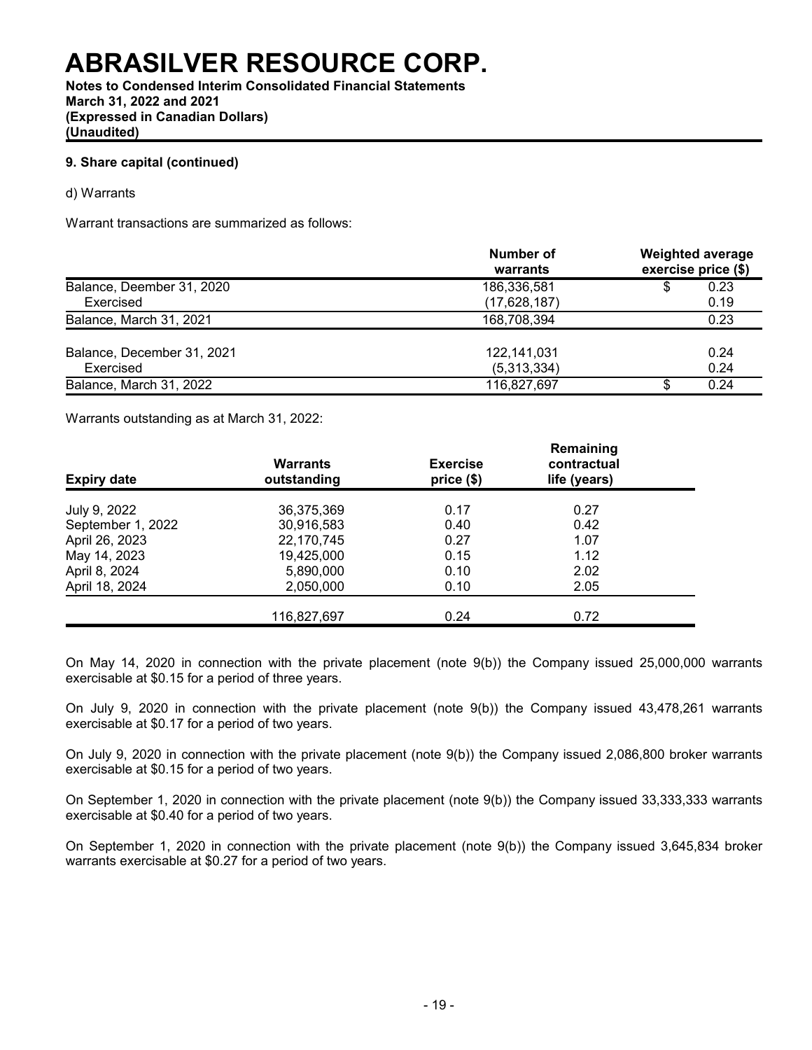# ABRASILVER RESOURCE CORP.

**Notes to Condensed Interim Consolidated Financial Statements**
**March 31, 2022 and 2021**
**(Expressed in Canadian Dollars)**
**(Unaudited)**

**9. Share capital (continued)**

d) Warrants

Warrant transactions are summarized as follows:

| | Number of warrants | Weighted average exercise price ($) |
|---|---|---|
| Balance, Deember 31, 2020 | 186,336,581 | $ 0.23 |
| Exercised | (17,628,187) | 0.19 |
| Balance, March 31, 2021 | 168,708,394 | 0.23 |
| | | |
| Balance, December 31, 2021 | 122,141,031 | 0.24 |
| Exercised | (5,313,334) | 0.24 |
| Balance, March 31, 2022 | 116,827,697 | $ 0.24 |

Warrants outstanding as at March 31, 2022:

| Expiry date | Warrants outstanding | Exercise price ($) | Remaining contractual life (years) |
|---|---|---|---|
| July 9, 2022 | 36,375,369 | 0.17 | 0.27 |
| September 1, 2022 | 30,916,583 | 0.40 | 0.42 |
| April 26, 2023 | 22,170,745 | 0.27 | 1.07 |
| May 14, 2023 | 19,425,000 | 0.15 | 1.12 |
| April 8, 2024 | 5,890,000 | 0.10 | 2.02 |
| April 18, 2024 | 2,050,000 | 0.10 | 2.05 |
| | 116,827,697 | 0.24 | 0.72 |

On May 14, 2020 in connection with the private placement (note 9(b)) the Company issued 25,000,000 warrants exercisable at $0.15 for a period of three years.

On July 9, 2020 in connection with the private placement (note 9(b)) the Company issued 43,478,261 warrants exercisable at $0.17 for a period of two years.

On July 9, 2020 in connection with the private placement (note 9(b)) the Company issued 2,086,800 broker warrants exercisable at $0.15 for a period of two years.

On September 1, 2020 in connection with the private placement (note 9(b)) the Company issued 33,333,333 warrants exercisable at $0.40 for a period of two years.

On September 1, 2020 in connection with the private placement (note 9(b)) the Company issued 3,645,834 broker warrants exercisable at $0.27 for a period of two years.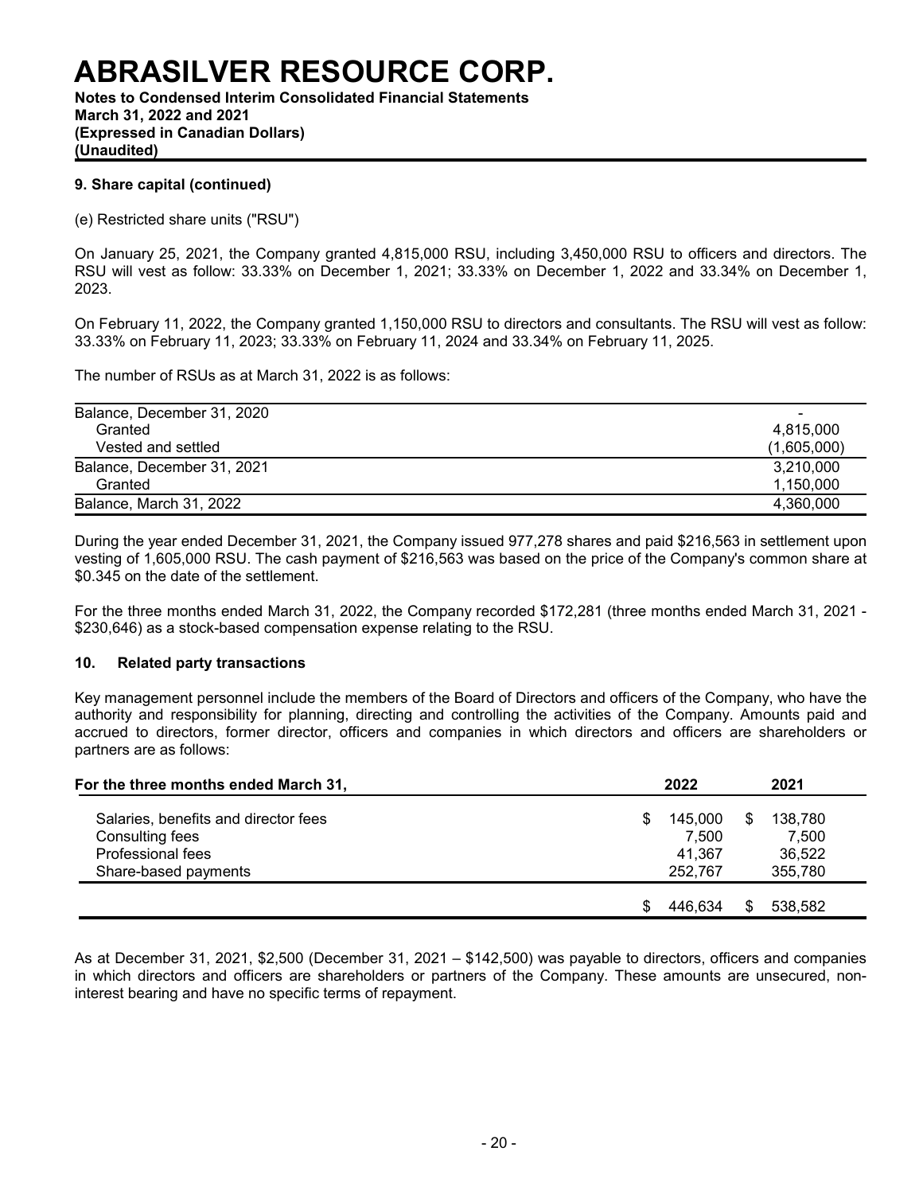# ABRASILVER RESOURCE CORP.

**Notes to Condensed Interim Consolidated Financial Statements**
**March 31, 2022 and 2021**
**(Expressed in Canadian Dollars)**
**(Unaudited)**

### 9. Share capital (continued)

(e) Restricted share units ("RSU")

On January 25, 2021, the Company granted 4,815,000 RSU, including 3,450,000 RSU to officers and directors. The RSU will vest as follow: 33.33% on December 1, 2021; 33.33% on December 1, 2022 and 33.34% on December 1, 2023.

On February 11, 2022, the Company granted 1,150,000 RSU to directors and consultants. The RSU will vest as follow: 33.33% on February 11, 2023; 33.33% on February 11, 2024 and 33.34% on February 11, 2025.

The number of RSUs as at March 31, 2022 is as follows:

| | |
|---|---|
| Balance, December 31, 2020 | - |
| Granted | 4,815,000 |
| Vested and settled | (1,605,000) |
| Balance, December 31, 2021 | 3,210,000 |
| Granted | 1,150,000 |
| Balance, March 31, 2022 | 4,360,000 |

During the year ended December 31, 2021, the Company issued 977,278 shares and paid $216,563 in settlement upon vesting of 1,605,000 RSU. The cash payment of $216,563 was based on the price of the Company's common share at $0.345 on the date of the settlement.

For the three months ended March 31, 2022, the Company recorded $172,281 (three months ended March 31, 2021 - $230,646) as a stock-based compensation expense relating to the RSU.

### 10. Related party transactions

Key management personnel include the members of the Board of Directors and officers of the Company, who have the authority and responsibility for planning, directing and controlling the activities of the Company. Amounts paid and accrued to directors, former director, officers and companies in which directors and officers are shareholders or partners are as follows:

| For the three months ended March 31, | 2022 | 2021 |
|---|---|---|
| Salaries, benefits and director fees | $ 145,000 | $ 138,780 |
| Consulting fees | 7,500 | 7,500 |
| Professional fees | 41,367 | 36,522 |
| Share-based payments | 252,767 | 355,780 |
| | $ 446,634 | $ 538,582 |

As at December 31, 2021, $2,500 (December 31, 2021 – $142,500) was payable to directors, officers and companies in which directors and officers are shareholders or partners of the Company. These amounts are unsecured, non-interest bearing and have no specific terms of repayment.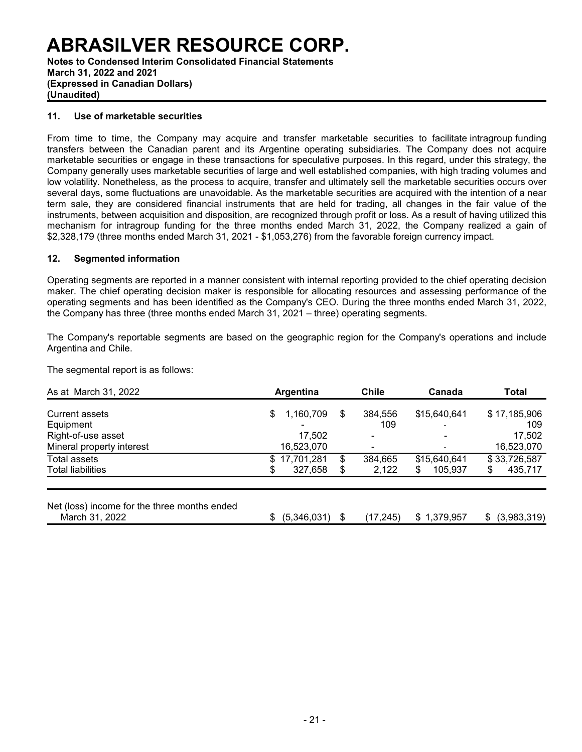## 11. Use of marketable securities

From time to time, the Company may acquire and transfer marketable securities to facilitate intragroup funding transfers between the Canadian parent and its Argentine operating subsidiaries. The Company does not acquire marketable securities or engage in these transactions for speculative purposes. In this regard, under this strategy, the Company generally uses marketable securities of large and well established companies, with high trading volumes and low volatility. Nonetheless, as the process to acquire, transfer and ultimately sell the marketable securities occurs over several days, some fluctuations are unavoidable. As the marketable securities are acquired with the intention of a near term sale, they are considered financial instruments that are held for trading, all changes in the fair value of the instruments, between acquisition and disposition, are recognized through profit or loss. As a result of having utilized this mechanism for intragroup funding for the three months ended March 31, 2022, the Company realized a gain of $2,328,179 (three months ended March 31, 2021 - $1,053,276) from the favorable foreign currency impact.

## 12. Segmented information

Operating segments are reported in a manner consistent with internal reporting provided to the chief operating decision maker. The chief operating decision maker is responsible for allocating resources and assessing performance of the operating segments and has been identified as the Company's CEO. During the three months ended March 31, 2022, the Company has three (three months ended March 31, 2021 – three) operating segments.

The Company's reportable segments are based on the geographic region for the Company's operations and include Argentina and Chile.

The segmental report is as follows:

| As at March 31, 2022 | Argentina | Chile | Canada | Total |
|---|---|---|---|---|
| Current assets | $ 1,160,709 | $ 384,556 | $15,640,641 | $ 17,185,906 |
| Equipment | - | 109 | - | 109 |
| Right-of-use asset | 17,502 | - | - | 17,502 |
| Mineral property interest | 16,523,070 | - | - | 16,523,070 |
| Total assets | $ 17,701,281 | $ 384,665 | $15,640,641 | $ 33,726,587 |
| Total liabilities | $ 327,658 | $ 2,122 | $ 105,937 | $ 435,717 |
| | | | | |
| Net (loss) income for the three months ended March 31, 2022 | $ (5,346,031) | $ (17,245) | $ 1,379,957 | $ (3,983,319) |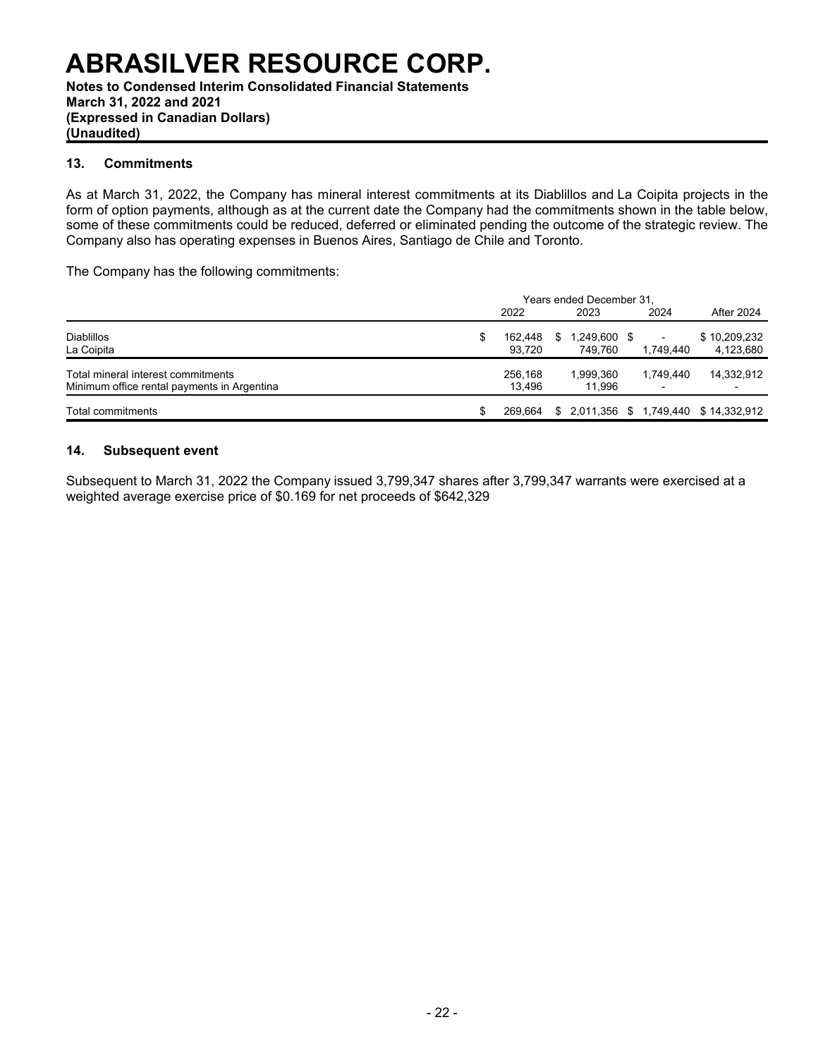# ABRASILVER RESOURCE CORP.

**Notes to Condensed Interim Consolidated Financial Statements**
**March 31, 2022 and 2021**
**(Expressed in Canadian Dollars)**
**(Unaudited)**

## 13. Commitments

As at March 31, 2022, the Company has mineral interest commitments at its Diablillos and La Coipita projects in the form of option payments, although as at the current date the Company had the commitments shown in the table below, some of these commitments could be reduced, deferred or eliminated pending the outcome of the strategic review. The Company also has operating expenses in Buenos Aires, Santiago de Chile and Toronto.

The Company has the following commitments:

| | Years ended December 31, | | | |
|---|---|---|---|---|
| | 2022 | 2023 | 2024 | After 2024 |
| Diablillos | $ 162,448 | $ 1,249,600 | $ - | $ 10,209,232 |
| La Coipita | 93,720 | 749,760 | 1,749,440 | 4,123,680 |
| Total mineral interest commitments | 256,168 | 1,999,360 | 1,749,440 | 14,332,912 |
| Minimum office rental payments in Argentina | 13,496 | 11,996 | - | - |
| Total commitments | $ 269,664 | $ 2,011,356 | $ 1,749,440 | $ 14,332,912 |

## 14. Subsequent event

Subsequent to March 31, 2022 the Company issued 3,799,347 shares after 3,799,347 warrants were exercised at a weighted average exercise price of $0.169 for net proceeds of $642,329